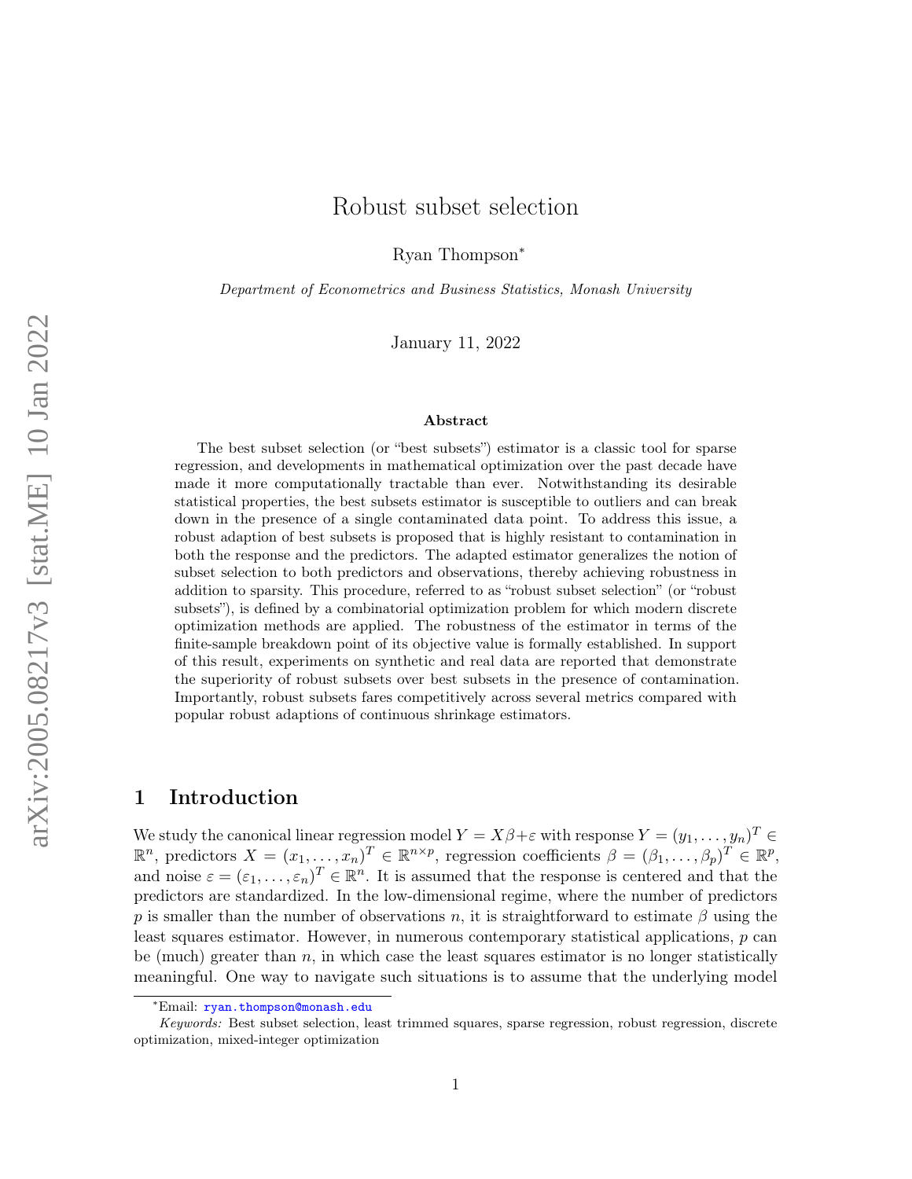# Robust subset selection

Ryan Thompson[*]

*Department of Econometrics and Business Statistics, Monash University*

January 11, 2022

**Abstract**

The best subset selection (or "best subsets") estimator is a classic tool for sparse regression, and developments in mathematical optimization over the past decade have made it more computationally tractable than ever. Notwithstanding its desirable statistical properties, the best subsets estimator is susceptible to outliers and can break down in the presence of a single contaminated data point. To address this issue, a robust adaption of best subsets is proposed that is highly resistant to contamination in both the response and the predictors. The adapted estimator generalizes the notion of subset selection to both predictors and observations, thereby achieving robustness in addition to sparsity. This procedure, referred to as "robust subset selection" (or "robust subsets"), is defined by a combinatorial optimization problem for which modern discrete optimization methods are applied. The robustness of the estimator in terms of the finite-sample breakdown point of its objective value is formally established. In support of this result, experiments on synthetic and real data are reported that demonstrate the superiority of robust subsets over best subsets in the presence of contamination. Importantly, robust subsets fares competitively across several metrics compared with popular robust adaptions of continuous shrinkage estimators.

## 1 Introduction

We study the canonical linear regression model $Y = X\beta + \varepsilon$ with response $Y = (y_1, \ldots, y_n)^T \in \mathbb{R}^n$, predictors $X = (x_1, \ldots, x_n)^T \in \mathbb{R}^{n \times p}$, regression coefficients $\beta = (\beta_1, \ldots, \beta_p)^T \in \mathbb{R}^p$, and noise $\varepsilon = (\varepsilon_1, \ldots, \varepsilon_n)^T \in \mathbb{R}^n$. It is assumed that the response is centered and that the predictors are standardized. In the low-dimensional regime, where the number of predictors $p$ is smaller than the number of observations $n$, it is straightforward to estimate $\beta$ using the least squares estimator. However, in numerous contemporary statistical applications, $p$ can be (much) greater than $n$, in which case the least squares estimator is no longer statistically meaningful. One way to navigate such situations is to assume that the underlying model

[*]Email: ryan.thompson@monash.edu

*Keywords:* Best subset selection, least trimmed squares, sparse regression, robust regression, discrete optimization, mixed-integer optimization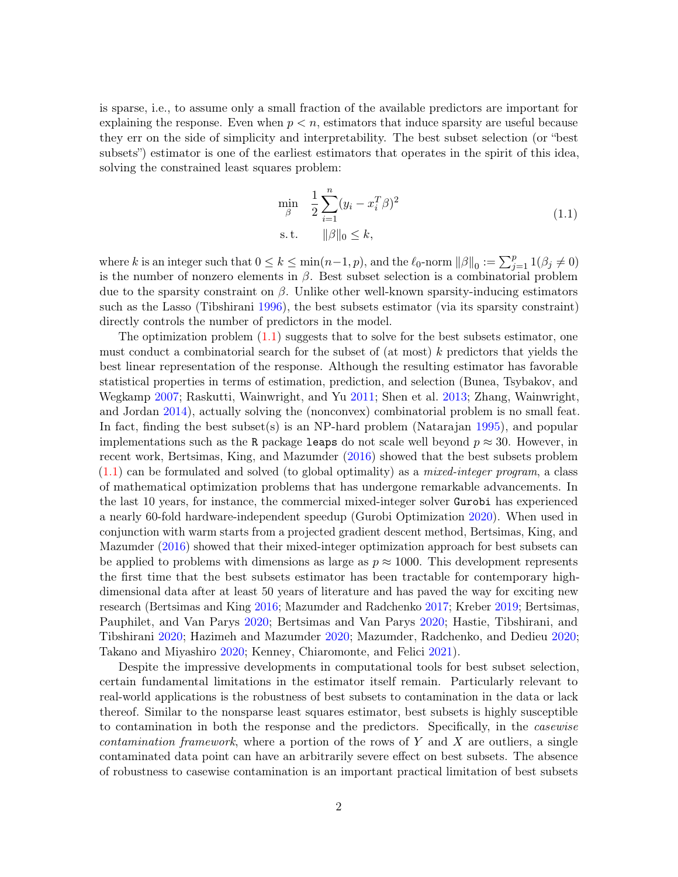is sparse, i.e., to assume only a small fraction of the available predictors are important for explaining the response. Even when $p < n$, estimators that induce sparsity are useful because they err on the side of simplicity and interpretability. The best subset selection (or "best subsets") estimator is one of the earliest estimators that operates in the spirit of this idea, solving the constrained least squares problem:

$$
\begin{aligned}
\min_{\beta} \quad & \frac{1}{2}\sum_{i=1}^{n}(y_i - x_i^T\beta)^2 \\
\text{s.t.} \quad & \|\beta\|_0 \leq k,
\end{aligned}
\tag{1.1}
$$

where $k$ is an integer such that $0 \leq k \leq \min(n-1, p)$, and the $\ell_0$-norm $\|\beta\|_0 := \sum_{j=1}^{p} 1(\beta_j \neq 0)$ is the number of nonzero elements in $\beta$. Best subset selection is a combinatorial problem due to the sparsity constraint on $\beta$. Unlike other well-known sparsity-inducing estimators such as the Lasso (Tibshirani 1996), the best subsets estimator (via its sparsity constraint) directly controls the number of predictors in the model.

The optimization problem (1.1) suggests that to solve for the best subsets estimator, one must conduct a combinatorial search for the subset of (at most) $k$ predictors that yields the best linear representation of the response. Although the resulting estimator has favorable statistical properties in terms of estimation, prediction, and selection (Bunea, Tsybakov, and Wegkamp 2007; Raskutti, Wainwright, and Yu 2011; Shen et al. 2013; Zhang, Wainwright, and Jordan 2014), actually solving the (nonconvex) combinatorial problem is no small feat. In fact, finding the best subset(s) is an NP-hard problem (Natarajan 1995), and popular implementations such as the `R` package `leaps` do not scale well beyond $p \approx 30$. However, in recent work, Bertsimas, King, and Mazumder (2016) showed that the best subsets problem (1.1) can be formulated and solved (to global optimality) as a *mixed-integer program*, a class of mathematical optimization problems that has undergone remarkable advancements. In the last 10 years, for instance, the commercial mixed-integer solver `Gurobi` has experienced a nearly 60-fold hardware-independent speedup (Gurobi Optimization 2020). When used in conjunction with warm starts from a projected gradient descent method, Bertsimas, King, and Mazumder (2016) showed that their mixed-integer optimization approach for best subsets can be applied to problems with dimensions as large as $p \approx 1000$. This development represents the first time that the best subsets estimator has been tractable for contemporary high-dimensional data after at least 50 years of literature and has paved the way for exciting new research (Bertsimas and King 2016; Mazumder and Radchenko 2017; Kreber 2019; Bertsimas, Pauphilet, and Van Parys 2020; Bertsimas and Van Parys 2020; Hastie, Tibshirani, and Tibshirani 2020; Hazimeh and Mazumder 2020; Mazumder, Radchenko, and Dedieu 2020; Takano and Miyashiro 2020; Kenney, Chiaromonte, and Felici 2021).

Despite the impressive developments in computational tools for best subset selection, certain fundamental limitations in the estimator itself remain. Particularly relevant to real-world applications is the robustness of best subsets to contamination in the data or lack thereof. Similar to the nonsparse least squares estimator, best subsets is highly susceptible to contamination in both the response and the predictors. Specifically, in the *casewise contamination framework*, where a portion of the rows of $Y$ and $X$ are outliers, a single contaminated data point can have an arbitrarily severe effect on best subsets. The absence of robustness to casewise contamination is an important practical limitation of best subsets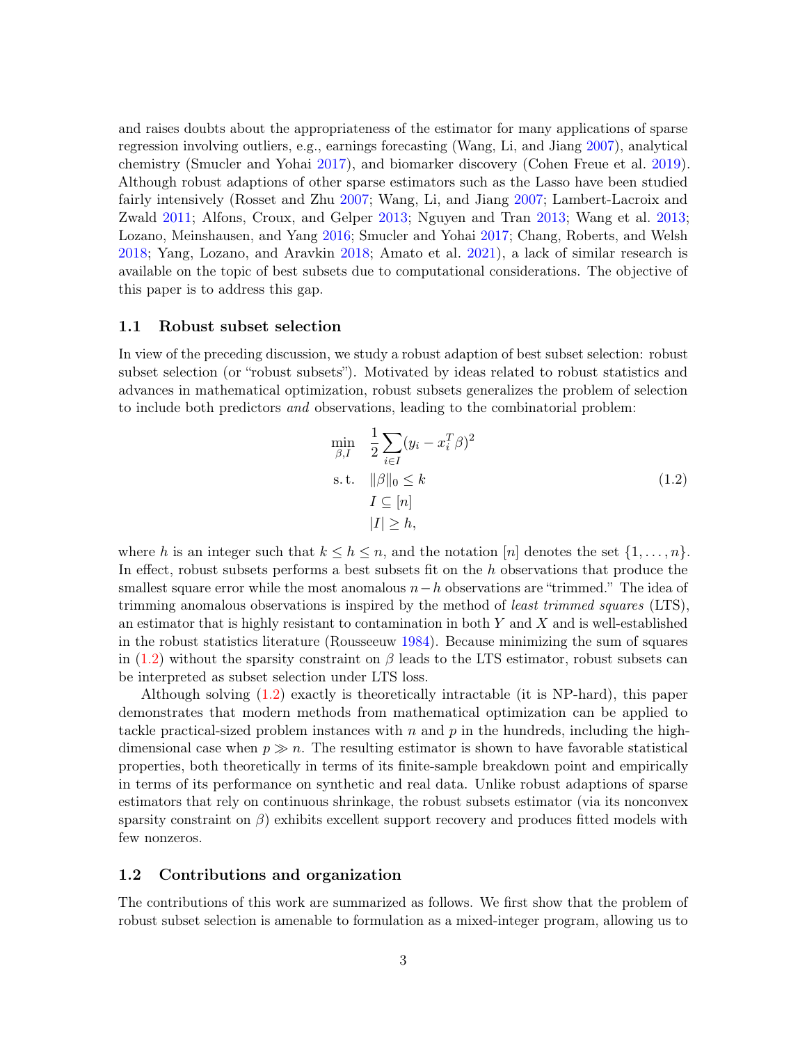and raises doubts about the appropriateness of the estimator for many applications of sparse regression involving outliers, e.g., earnings forecasting (Wang, Li, and Jiang 2007), analytical chemistry (Smucler and Yohai 2017), and biomarker discovery (Cohen Freue et al. 2019). Although robust adaptions of other sparse estimators such as the Lasso have been studied fairly intensively (Rosset and Zhu 2007; Wang, Li, and Jiang 2007; Lambert-Lacroix and Zwald 2011; Alfons, Croux, and Gelper 2013; Nguyen and Tran 2013; Wang et al. 2013; Lozano, Meinshausen, and Yang 2016; Smucler and Yohai 2017; Chang, Roberts, and Welsh 2018; Yang, Lozano, and Aravkin 2018; Amato et al. 2021), a lack of similar research is available on the topic of best subsets due to computational considerations. The objective of this paper is to address this gap.

### 1.1 Robust subset selection

In view of the preceding discussion, we study a robust adaption of best subset selection: robust subset selection (or "robust subsets"). Motivated by ideas related to robust statistics and advances in mathematical optimization, robust subsets generalizes the problem of selection to include both predictors *and* observations, leading to the combinatorial problem:

$$
\begin{aligned}
\min_{\beta, I} \quad & \frac{1}{2} \sum_{i \in I} (y_i - x_i^T \beta)^2 \\
\text{s.t.} \quad & \|\beta\|_0 \leq k \\
& I \subseteq [n] \\
& |I| \geq h,
\end{aligned}
\tag{1.2}
$$

where $h$ is an integer such that $k \leq h \leq n$, and the notation $[n]$ denotes the set $\{1, \ldots, n\}$. In effect, robust subsets performs a best subsets fit on the $h$ observations that produce the smallest square error while the most anomalous $n-h$ observations are "trimmed." The idea of trimming anomalous observations is inspired by the method of *least trimmed squares* (LTS), an estimator that is highly resistant to contamination in both $Y$ and $X$ and is well-established in the robust statistics literature (Rousseeuw 1984). Because minimizing the sum of squares in (1.2) without the sparsity constraint on $\beta$ leads to the LTS estimator, robust subsets can be interpreted as subset selection under LTS loss.

Although solving (1.2) exactly is theoretically intractable (it is NP-hard), this paper demonstrates that modern methods from mathematical optimization can be applied to tackle practical-sized problem instances with $n$ and $p$ in the hundreds, including the high-dimensional case when $p \gg n$. The resulting estimator is shown to have favorable statistical properties, both theoretically in terms of its finite-sample breakdown point and empirically in terms of its performance on synthetic and real data. Unlike robust adaptions of sparse estimators that rely on continuous shrinkage, the robust subsets estimator (via its nonconvex sparsity constraint on $\beta$) exhibits excellent support recovery and produces fitted models with few nonzeros.

### 1.2 Contributions and organization

The contributions of this work are summarized as follows. We first show that the problem of robust subset selection is amenable to formulation as a mixed-integer program, allowing us to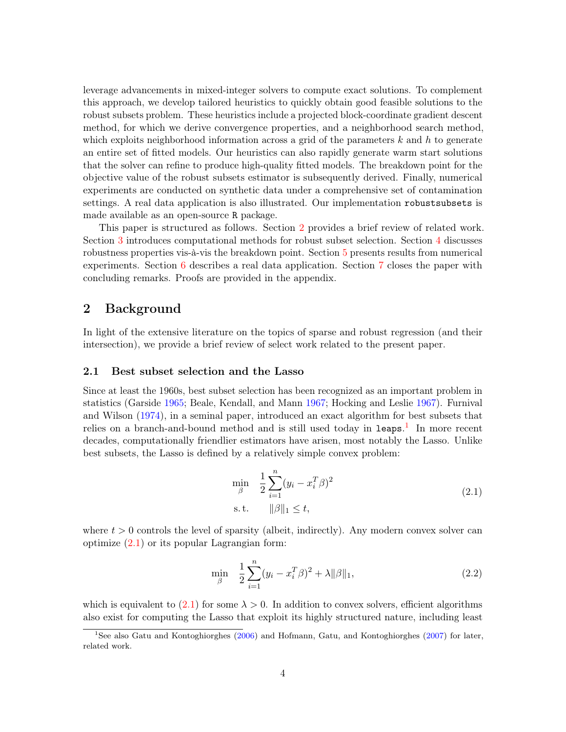leverage advancements in mixed-integer solvers to compute exact solutions. To complement this approach, we develop tailored heuristics to quickly obtain good feasible solutions to the robust subsets problem. These heuristics include a projected block-coordinate gradient descent method, for which we derive convergence properties, and a neighborhood search method, which exploits neighborhood information across a grid of the parameters $k$ and $h$ to generate an entire set of fitted models. Our heuristics can also rapidly generate warm start solutions that the solver can refine to produce high-quality fitted models. The breakdown point for the objective value of the robust subsets estimator is subsequently derived. Finally, numerical experiments are conducted on synthetic data under a comprehensive set of contamination settings. A real data application is also illustrated. Our implementation `robustsubsets` is made available as an open-source `R` package.

This paper is structured as follows. Section 2 provides a brief review of related work. Section 3 introduces computational methods for robust subset selection. Section 4 discusses robustness properties vis-à-vis the breakdown point. Section 5 presents results from numerical experiments. Section 6 describes a real data application. Section 7 closes the paper with concluding remarks. Proofs are provided in the appendix.

## 2 Background

In light of the extensive literature on the topics of sparse and robust regression (and their intersection), we provide a brief review of select work related to the present paper.

### 2.1 Best subset selection and the Lasso

Since at least the 1960s, best subset selection has been recognized as an important problem in statistics (Garside 1965; Beale, Kendall, and Mann 1967; Hocking and Leslie 1967). Furnival and Wilson (1974), in a seminal paper, introduced an exact algorithm for best subsets that relies on a branch-and-bound method and is still used today in `leaps`.[1] In more recent decades, computationally friendlier estimators have arisen, most notably the Lasso. Unlike best subsets, the Lasso is defined by a relatively simple convex problem:

$$\begin{aligned} \min_{\beta} \quad & \frac{1}{2}\sum_{i=1}^{n}(y_i - x_i^T\beta)^2 \\ \text{s.t.} \quad & \|\beta\|_1 \leq t, \end{aligned} \tag{2.1}$$

where $t > 0$ controls the level of sparsity (albeit, indirectly). Any modern convex solver can optimize (2.1) or its popular Lagrangian form:

$$\min_{\beta} \quad \frac{1}{2}\sum_{i=1}^{n}(y_i - x_i^T\beta)^2 + \lambda\|\beta\|_1, \tag{2.2}$$

which is equivalent to (2.1) for some $\lambda > 0$. In addition to convex solvers, efficient algorithms also exist for computing the Lasso that exploit its highly structured nature, including least

[1] See also Gatu and Kontoghiorghes (2006) and Hofmann, Gatu, and Kontoghiorghes (2007) for later, related work.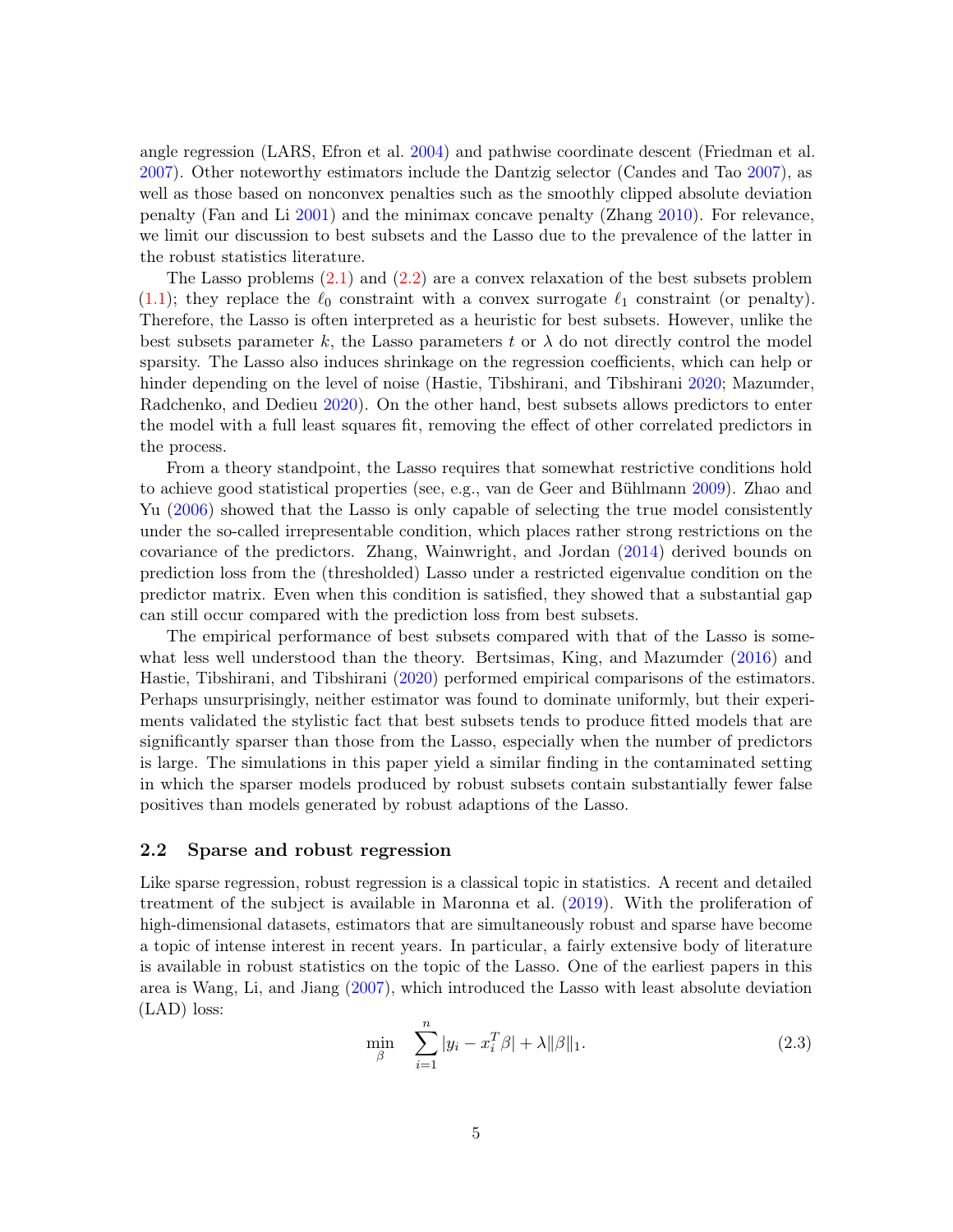angle regression (LARS, Efron et al. 2004) and pathwise coordinate descent (Friedman et al. 2007). Other noteworthy estimators include the Dantzig selector (Candes and Tao 2007), as well as those based on nonconvex penalties such as the smoothly clipped absolute deviation penalty (Fan and Li 2001) and the minimax concave penalty (Zhang 2010). For relevance, we limit our discussion to best subsets and the Lasso due to the prevalence of the latter in the robust statistics literature.

The Lasso problems (2.1) and (2.2) are a convex relaxation of the best subsets problem (1.1); they replace the $\ell_0$ constraint with a convex surrogate $\ell_1$ constraint (or penalty). Therefore, the Lasso is often interpreted as a heuristic for best subsets. However, unlike the best subsets parameter $k$, the Lasso parameters $t$ or $\lambda$ do not directly control the model sparsity. The Lasso also induces shrinkage on the regression coefficients, which can help or hinder depending on the level of noise (Hastie, Tibshirani, and Tibshirani 2020; Mazumder, Radchenko, and Dedieu 2020). On the other hand, best subsets allows predictors to enter the model with a full least squares fit, removing the effect of other correlated predictors in the process.

From a theory standpoint, the Lasso requires that somewhat restrictive conditions hold to achieve good statistical properties (see, e.g., van de Geer and Bühlmann 2009). Zhao and Yu (2006) showed that the Lasso is only capable of selecting the true model consistently under the so-called irrepresentable condition, which places rather strong restrictions on the covariance of the predictors. Zhang, Wainwright, and Jordan (2014) derived bounds on prediction loss from the (thresholded) Lasso under a restricted eigenvalue condition on the predictor matrix. Even when this condition is satisfied, they showed that a substantial gap can still occur compared with the prediction loss from best subsets.

The empirical performance of best subsets compared with that of the Lasso is somewhat less well understood than the theory. Bertsimas, King, and Mazumder (2016) and Hastie, Tibshirani, and Tibshirani (2020) performed empirical comparisons of the estimators. Perhaps unsurprisingly, neither estimator was found to dominate uniformly, but their experiments validated the stylistic fact that best subsets tends to produce fitted models that are significantly sparser than those from the Lasso, especially when the number of predictors is large. The simulations in this paper yield a similar finding in the contaminated setting in which the sparser models produced by robust subsets contain substantially fewer false positives than models generated by robust adaptions of the Lasso.

### 2.2 Sparse and robust regression

Like sparse regression, robust regression is a classical topic in statistics. A recent and detailed treatment of the subject is available in Maronna et al. (2019). With the proliferation of high-dimensional datasets, estimators that are simultaneously robust and sparse have become a topic of intense interest in recent years. In particular, a fairly extensive body of literature is available in robust statistics on the topic of the Lasso. One of the earliest papers in this area is Wang, Li, and Jiang (2007), which introduced the Lasso with least absolute deviation (LAD) loss:

$$\min_{\beta} \quad \sum_{i=1}^{n} |y_i - x_i^T \beta| + \lambda \|\beta\|_1. \tag{2.3}$$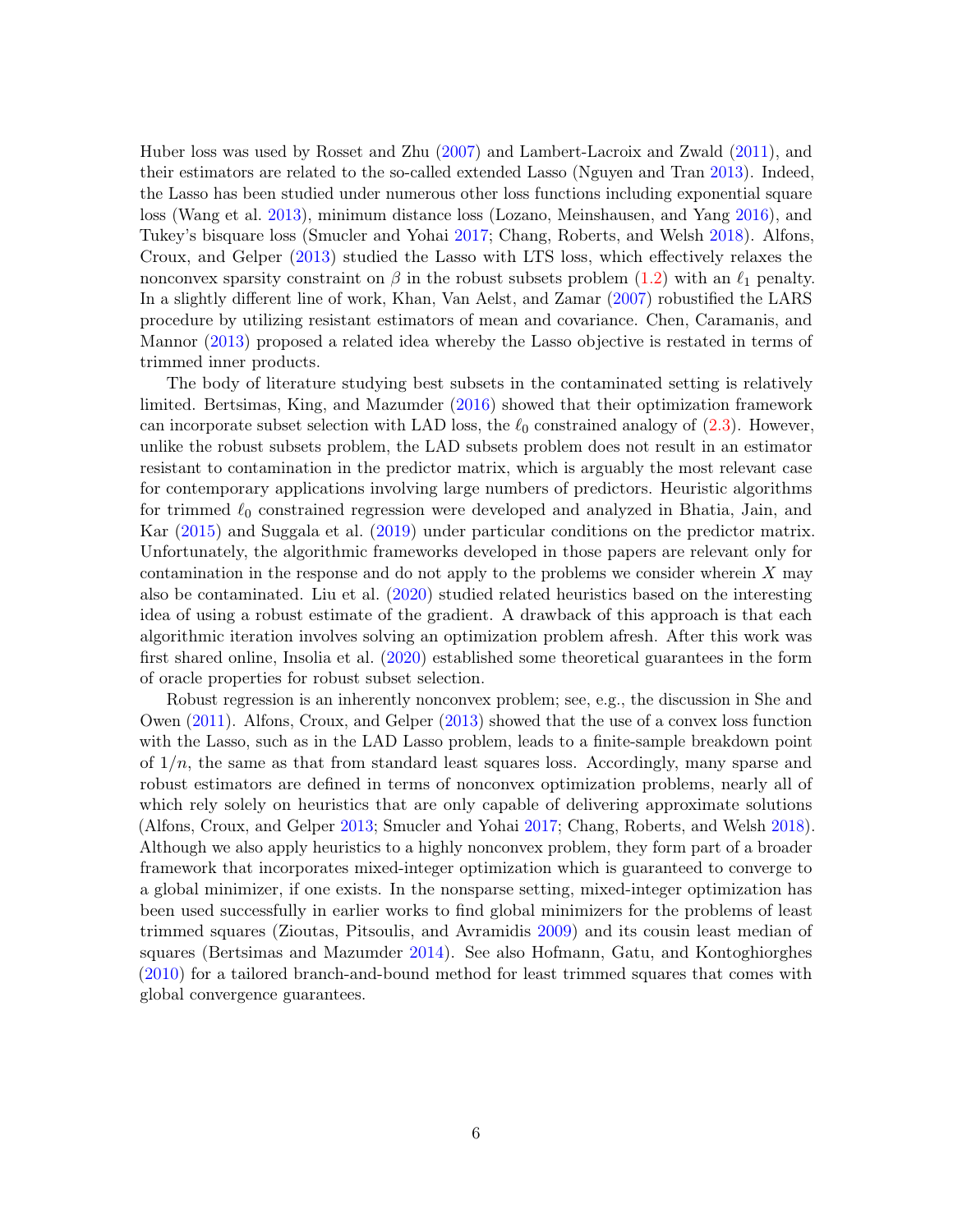Huber loss was used by Rosset and Zhu (2007) and Lambert-Lacroix and Zwald (2011), and their estimators are related to the so-called extended Lasso (Nguyen and Tran 2013). Indeed, the Lasso has been studied under numerous other loss functions including exponential square loss (Wang et al. 2013), minimum distance loss (Lozano, Meinshausen, and Yang 2016), and Tukey's bisquare loss (Smucler and Yohai 2017; Chang, Roberts, and Welsh 2018). Alfons, Croux, and Gelper (2013) studied the Lasso with LTS loss, which effectively relaxes the nonconvex sparsity constraint on $\beta$ in the robust subsets problem (1.2) with an $\ell_1$ penalty. In a slightly different line of work, Khan, Van Aelst, and Zamar (2007) robustified the LARS procedure by utilizing resistant estimators of mean and covariance. Chen, Caramanis, and Mannor (2013) proposed a related idea whereby the Lasso objective is restated in terms of trimmed inner products.

The body of literature studying best subsets in the contaminated setting is relatively limited. Bertsimas, King, and Mazumder (2016) showed that their optimization framework can incorporate subset selection with LAD loss, the $\ell_0$ constrained analogy of (2.3). However, unlike the robust subsets problem, the LAD subsets problem does not result in an estimator resistant to contamination in the predictor matrix, which is arguably the most relevant case for contemporary applications involving large numbers of predictors. Heuristic algorithms for trimmed $\ell_0$ constrained regression were developed and analyzed in Bhatia, Jain, and Kar (2015) and Suggala et al. (2019) under particular conditions on the predictor matrix. Unfortunately, the algorithmic frameworks developed in those papers are relevant only for contamination in the response and do not apply to the problems we consider wherein $X$ may also be contaminated. Liu et al. (2020) studied related heuristics based on the interesting idea of using a robust estimate of the gradient. A drawback of this approach is that each algorithmic iteration involves solving an optimization problem afresh. After this work was first shared online, Insolia et al. (2020) established some theoretical guarantees in the form of oracle properties for robust subset selection.

Robust regression is an inherently nonconvex problem; see, e.g., the discussion in She and Owen (2011). Alfons, Croux, and Gelper (2013) showed that the use of a convex loss function with the Lasso, such as in the LAD Lasso problem, leads to a finite-sample breakdown point of $1/n$, the same as that from standard least squares loss. Accordingly, many sparse and robust estimators are defined in terms of nonconvex optimization problems, nearly all of which rely solely on heuristics that are only capable of delivering approximate solutions (Alfons, Croux, and Gelper 2013; Smucler and Yohai 2017; Chang, Roberts, and Welsh 2018). Although we also apply heuristics to a highly nonconvex problem, they form part of a broader framework that incorporates mixed-integer optimization which is guaranteed to converge to a global minimizer, if one exists. In the nonsparse setting, mixed-integer optimization has been used successfully in earlier works to find global minimizers for the problems of least trimmed squares (Zioutas, Pitsoulis, and Avramidis 2009) and its cousin least median of squares (Bertsimas and Mazumder 2014). See also Hofmann, Gatu, and Kontoghiorghes (2010) for a tailored branch-and-bound method for least trimmed squares that comes with global convergence guarantees.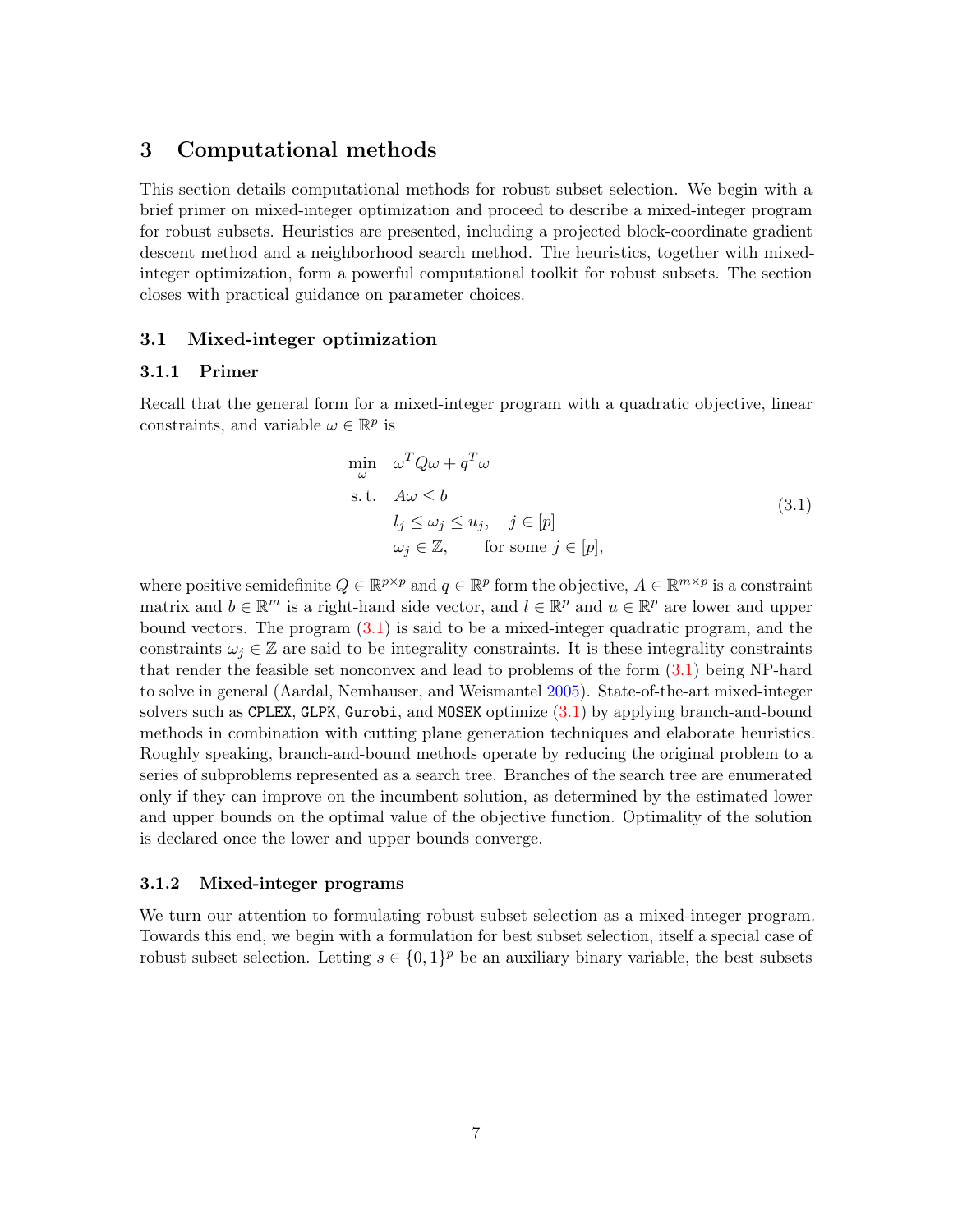## 3 Computational methods

This section details computational methods for robust subset selection. We begin with a brief primer on mixed-integer optimization and proceed to describe a mixed-integer program for robust subsets. Heuristics are presented, including a projected block-coordinate gradient descent method and a neighborhood search method. The heuristics, together with mixed-integer optimization, form a powerful computational toolkit for robust subsets. The section closes with practical guidance on parameter choices.

### 3.1 Mixed-integer optimization

#### 3.1.1 Primer

Recall that the general form for a mixed-integer program with a quadratic objective, linear constraints, and variable $\omega \in \mathbb{R}^p$ is

$$
\begin{aligned}
\min_{\omega} \quad & \omega^T Q \omega + q^T \omega \\
\text{s. t.} \quad & A\omega \leq b \\
& l_j \leq \omega_j \leq u_j, \quad j \in [p] \\
& \omega_j \in \mathbb{Z}, \qquad \text{for some } j \in [p],
\end{aligned}
\tag{3.1}
$$

where positive semidefinite $Q \in \mathbb{R}^{p \times p}$ and $q \in \mathbb{R}^p$ form the objective, $A \in \mathbb{R}^{m \times p}$ is a constraint matrix and $b \in \mathbb{R}^m$ is a right-hand side vector, and $l \in \mathbb{R}^p$ and $u \in \mathbb{R}^p$ are lower and upper bound vectors. The program (3.1) is said to be a mixed-integer quadratic program, and the constraints $\omega_j \in \mathbb{Z}$ are said to be integrality constraints. It is these integrality constraints that render the feasible set nonconvex and lead to problems of the form (3.1) being NP-hard to solve in general (Aardal, Nemhauser, and Weismantel 2005). State-of-the-art mixed-integer solvers such as `CPLEX`, `GLPK`, `Gurobi`, and `MOSEK` optimize (3.1) by applying branch-and-bound methods in combination with cutting plane generation techniques and elaborate heuristics. Roughly speaking, branch-and-bound methods operate by reducing the original problem to a series of subproblems represented as a search tree. Branches of the search tree are enumerated only if they can improve on the incumbent solution, as determined by the estimated lower and upper bounds on the optimal value of the objective function. Optimality of the solution is declared once the lower and upper bounds converge.

#### 3.1.2 Mixed-integer programs

We turn our attention to formulating robust subset selection as a mixed-integer program. Towards this end, we begin with a formulation for best subset selection, itself a special case of robust subset selection. Letting $s \in \{0,1\}^p$ be an auxiliary binary variable, the best subsets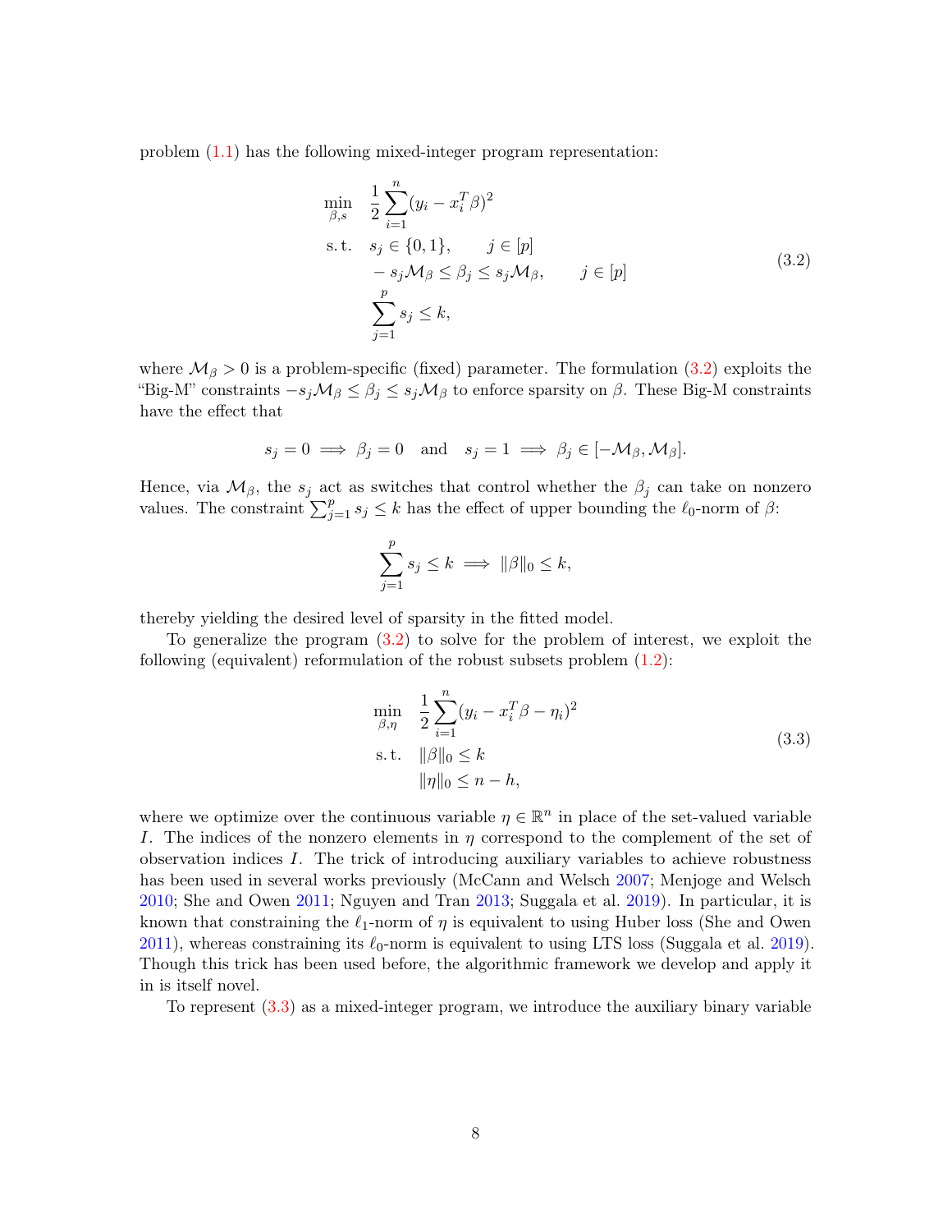problem (1.1) has the following mixed-integer program representation:

$$
\begin{aligned}
\min_{\beta, s} \quad & \frac{1}{2}\sum_{i=1}^{n}(y_i - x_i^T\beta)^2 \\
\text{s. t.} \quad & s_j \in \{0,1\}, \qquad j \in [p] \\
& -s_j\mathcal{M}_\beta \leq \beta_j \leq s_j\mathcal{M}_\beta, \qquad j \in [p] \\
& \sum_{j=1}^{p} s_j \leq k,
\end{aligned}
\tag{3.2}
$$

where $\mathcal{M}_\beta > 0$ is a problem-specific (fixed) parameter. The formulation (3.2) exploits the "Big-M" constraints $-s_j\mathcal{M}_\beta \leq \beta_j \leq s_j\mathcal{M}_\beta$ to enforce sparsity on $\beta$. These Big-M constraints have the effect that

$$
s_j = 0 \implies \beta_j = 0 \quad \text{and} \quad s_j = 1 \implies \beta_j \in [-\mathcal{M}_\beta, \mathcal{M}_\beta].
$$

Hence, via $\mathcal{M}_\beta$, the $s_j$ act as switches that control whether the $\beta_j$ can take on nonzero values. The constraint $\sum_{j=1}^{p} s_j \leq k$ has the effect of upper bounding the $\ell_0$-norm of $\beta$:

$$
\sum_{j=1}^{p} s_j \leq k \implies \|\beta\|_0 \leq k,
$$

thereby yielding the desired level of sparsity in the fitted model.

To generalize the program (3.2) to solve for the problem of interest, we exploit the following (equivalent) reformulation of the robust subsets problem (1.2):

$$
\begin{aligned}
\min_{\beta, \eta} \quad & \frac{1}{2}\sum_{i=1}^{n}(y_i - x_i^T\beta - \eta_i)^2 \\
\text{s. t.} \quad & \|\beta\|_0 \leq k \\
& \|\eta\|_0 \leq n - h,
\end{aligned}
\tag{3.3}
$$

where we optimize over the continuous variable $\eta \in \mathbb{R}^n$ in place of the set-valued variable $I$. The indices of the nonzero elements in $\eta$ correspond to the complement of the set of observation indices $I$. The trick of introducing auxiliary variables to achieve robustness has been used in several works previously (McCann and Welsch 2007; Menjoge and Welsch 2010; She and Owen 2011; Nguyen and Tran 2013; Suggala et al. 2019). In particular, it is known that constraining the $\ell_1$-norm of $\eta$ is equivalent to using Huber loss (She and Owen 2011), whereas constraining its $\ell_0$-norm is equivalent to using LTS loss (Suggala et al. 2019). Though this trick has been used before, the algorithmic framework we develop and apply it in is itself novel.

To represent (3.3) as a mixed-integer program, we introduce the auxiliary binary variable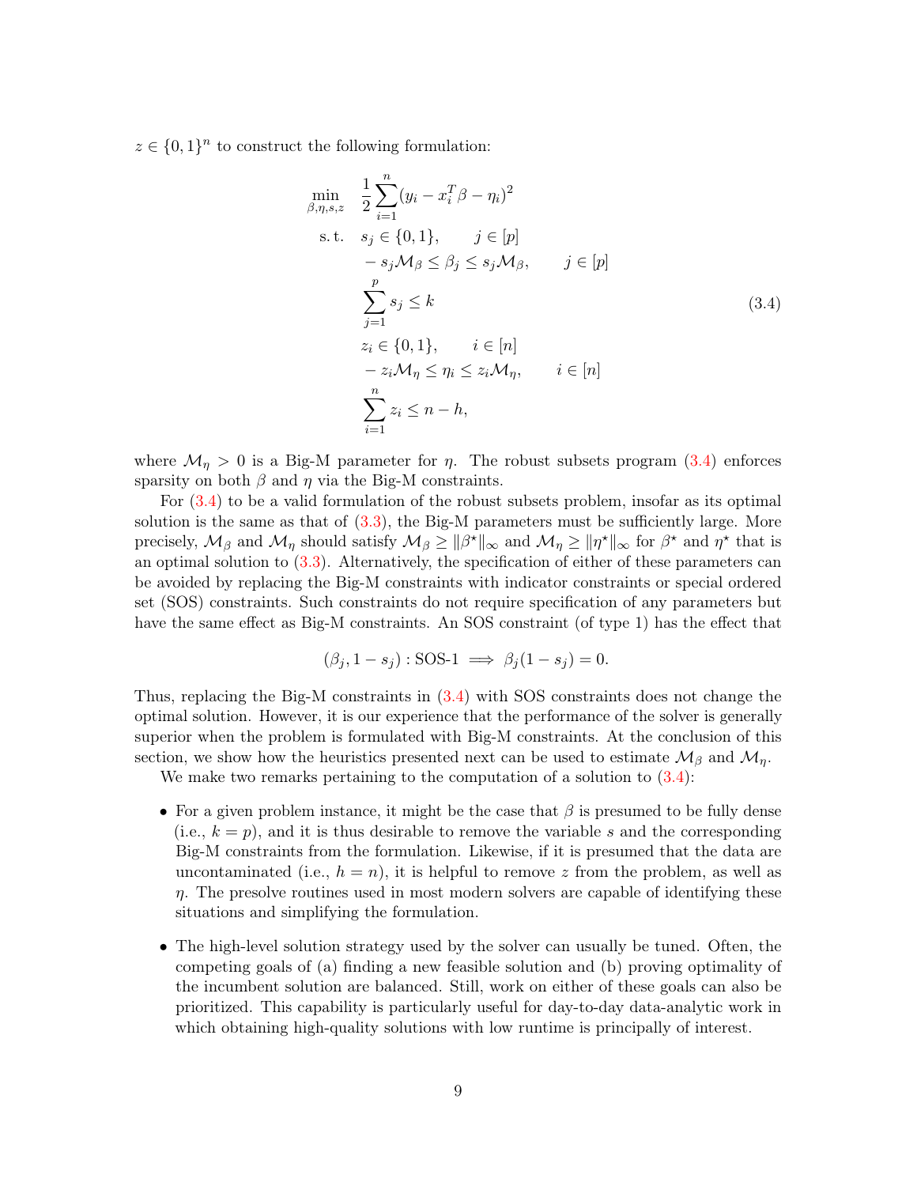$z \in \{0,1\}^n$ to construct the following formulation:

$$
\begin{aligned}
\min_{\beta,\eta,s,z} \quad & \frac{1}{2}\sum_{i=1}^{n}(y_i - x_i^T\beta - \eta_i)^2 \\
\text{s. t.} \quad & s_j \in \{0,1\}, \qquad j \in [p] \\
& -s_j\mathcal{M}_\beta \le \beta_j \le s_j\mathcal{M}_\beta, \qquad j \in [p] \\
& \sum_{j=1}^{p} s_j \le k \\
& z_i \in \{0,1\}, \qquad i \in [n] \\
& -z_i\mathcal{M}_\eta \le \eta_i \le z_i\mathcal{M}_\eta, \qquad i \in [n] \\
& \sum_{i=1}^{n} z_i \le n - h,
\end{aligned}
\tag{3.4}
$$

where $\mathcal{M}_\eta > 0$ is a Big-M parameter for $\eta$. The robust subsets program (3.4) enforces sparsity on both $\beta$ and $\eta$ via the Big-M constraints.

For (3.4) to be a valid formulation of the robust subsets problem, insofar as its optimal solution is the same as that of (3.3), the Big-M parameters must be sufficiently large. More precisely, $\mathcal{M}_\beta$ and $\mathcal{M}_\eta$ should satisfy $\mathcal{M}_\beta \ge \|\beta^\star\|_\infty$ and $\mathcal{M}_\eta \ge \|\eta^\star\|_\infty$ for $\beta^\star$ and $\eta^\star$ that is an optimal solution to (3.3). Alternatively, the specification of either of these parameters can be avoided by replacing the Big-M constraints with indicator constraints or special ordered set (SOS) constraints. Such constraints do not require specification of any parameters but have the same effect as Big-M constraints. An SOS constraint (of type 1) has the effect that

$$
(\beta_j, 1 - s_j) : \text{SOS-1} \implies \beta_j(1 - s_j) = 0.
$$

Thus, replacing the Big-M constraints in (3.4) with SOS constraints does not change the optimal solution. However, it is our experience that the performance of the solver is generally superior when the problem is formulated with Big-M constraints. At the conclusion of this section, we show how the heuristics presented next can be used to estimate $\mathcal{M}_\beta$ and $\mathcal{M}_\eta$.

We make two remarks pertaining to the computation of a solution to (3.4):

- For a given problem instance, it might be the case that $\beta$ is presumed to be fully dense (i.e., $k = p$), and it is thus desirable to remove the variable $s$ and the corresponding Big-M constraints from the formulation. Likewise, if it is presumed that the data are uncontaminated (i.e., $h = n$), it is helpful to remove $z$ from the problem, as well as $\eta$. The presolve routines used in most modern solvers are capable of identifying these situations and simplifying the formulation.

- The high-level solution strategy used by the solver can usually be tuned. Often, the competing goals of (a) finding a new feasible solution and (b) proving optimality of the incumbent solution are balanced. Still, work on either of these goals can also be prioritized. This capability is particularly useful for day-to-day data-analytic work in which obtaining high-quality solutions with low runtime is principally of interest.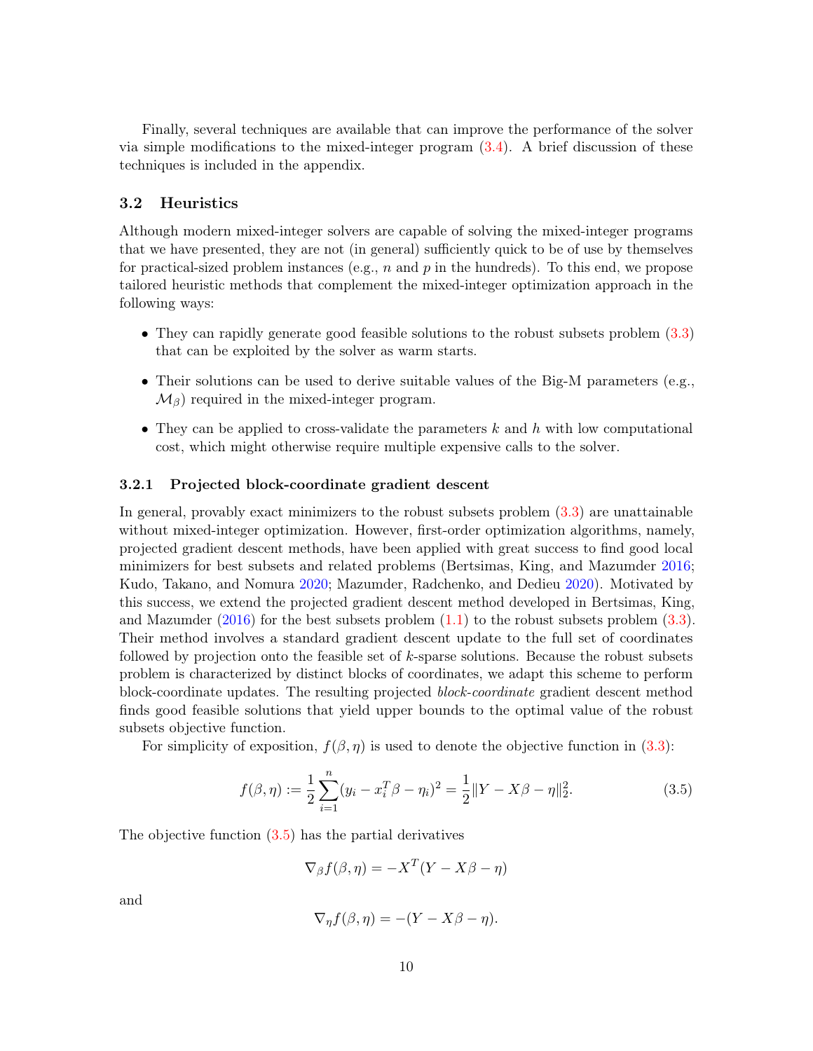Finally, several techniques are available that can improve the performance of the solver via simple modifications to the mixed-integer program (3.4). A brief discussion of these techniques is included in the appendix.

### 3.2 Heuristics

Although modern mixed-integer solvers are capable of solving the mixed-integer programs that we have presented, they are not (in general) sufficiently quick to be of use by themselves for practical-sized problem instances (e.g., $n$ and $p$ in the hundreds). To this end, we propose tailored heuristic methods that complement the mixed-integer optimization approach in the following ways:

- They can rapidly generate good feasible solutions to the robust subsets problem (3.3) that can be exploited by the solver as warm starts.
- Their solutions can be used to derive suitable values of the Big-M parameters (e.g., $\mathcal{M}_\beta$) required in the mixed-integer program.
- They can be applied to cross-validate the parameters $k$ and $h$ with low computational cost, which might otherwise require multiple expensive calls to the solver.

#### 3.2.1 Projected block-coordinate gradient descent

In general, provably exact minimizers to the robust subsets problem (3.3) are unattainable without mixed-integer optimization. However, first-order optimization algorithms, namely, projected gradient descent methods, have been applied with great success to find good local minimizers for best subsets and related problems (Bertsimas, King, and Mazumder 2016; Kudo, Takano, and Nomura 2020; Mazumder, Radchenko, and Dedieu 2020). Motivated by this success, we extend the projected gradient descent method developed in Bertsimas, King, and Mazumder (2016) for the best subsets problem (1.1) to the robust subsets problem (3.3). Their method involves a standard gradient descent update to the full set of coordinates followed by projection onto the feasible set of $k$-sparse solutions. Because the robust subsets problem is characterized by distinct blocks of coordinates, we adapt this scheme to perform block-coordinate updates. The resulting projected *block-coordinate* gradient descent method finds good feasible solutions that yield upper bounds to the optimal value of the robust subsets objective function.

For simplicity of exposition, $f(\beta, \eta)$ is used to denote the objective function in (3.3):

$$f(\beta, \eta) := \frac{1}{2}\sum_{i=1}^{n}(y_i - x_i^T\beta - \eta_i)^2 = \frac{1}{2}\|Y - X\beta - \eta\|_2^2. \tag{3.5}$$

The objective function (3.5) has the partial derivatives

$$\nabla_\beta f(\beta, \eta) = -X^T(Y - X\beta - \eta)$$

and

$$\nabla_\eta f(\beta, \eta) = -(Y - X\beta - \eta).$$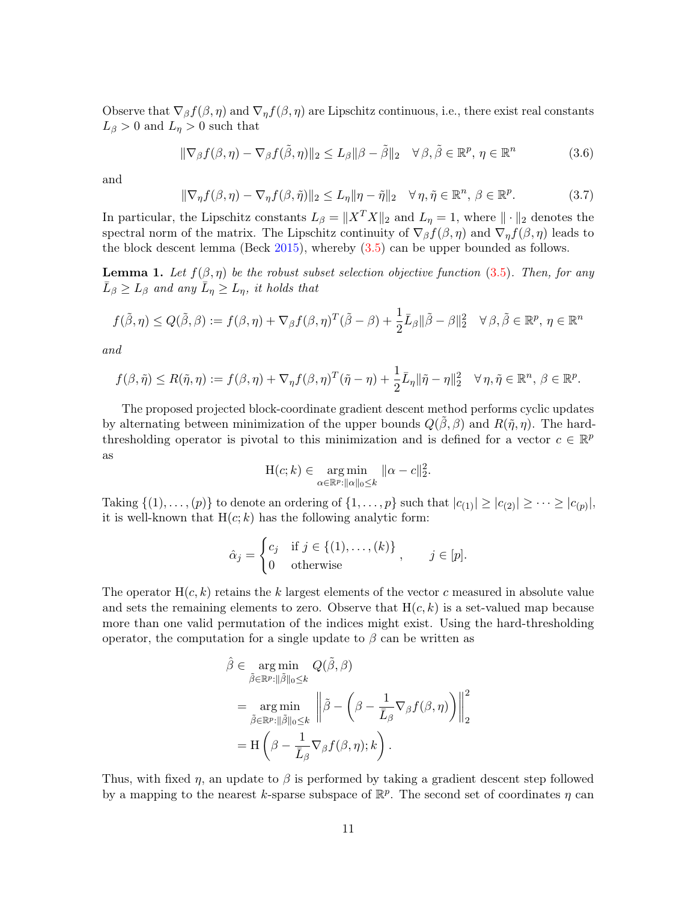Observe that $\nabla_\beta f(\beta, \eta)$ and $\nabla_\eta f(\beta, \eta)$ are Lipschitz continuous, i.e., there exist real constants $L_\beta > 0$ and $L_\eta > 0$ such that

$$\|\nabla_\beta f(\beta, \eta) - \nabla_\beta f(\tilde{\beta}, \eta)\|_2 \leq L_\beta \|\beta - \tilde{\beta}\|_2 \quad \forall\, \beta, \tilde{\beta} \in \mathbb{R}^p,\ \eta \in \mathbb{R}^n \tag{3.6}$$

and

$$\|\nabla_\eta f(\beta, \eta) - \nabla_\eta f(\beta, \tilde{\eta})\|_2 \leq L_\eta \|\eta - \tilde{\eta}\|_2 \quad \forall\, \eta, \tilde{\eta} \in \mathbb{R}^n,\ \beta \in \mathbb{R}^p. \tag{3.7}$$

In particular, the Lipschitz constants $L_\beta = \|X^T X\|_2$ and $L_\eta = 1$, where $\|\cdot\|_2$ denotes the spectral norm of the matrix. The Lipschitz continuity of $\nabla_\beta f(\beta, \eta)$ and $\nabla_\eta f(\beta, \eta)$ leads to the block descent lemma (Beck 2015), whereby (3.5) can be upper bounded as follows.

**Lemma 1.** *Let $f(\beta, \eta)$ be the robust subset selection objective function (3.5). Then, for any $\bar{L}_\beta \geq L_\beta$ and any $\bar{L}_\eta \geq L_\eta$, it holds that*

$$f(\tilde{\beta}, \eta) \leq Q(\tilde{\beta}, \beta) := f(\beta, \eta) + \nabla_\beta f(\beta, \eta)^T (\tilde{\beta} - \beta) + \frac{1}{2} \bar{L}_\beta \|\tilde{\beta} - \beta\|_2^2 \quad \forall\, \beta, \tilde{\beta} \in \mathbb{R}^p,\ \eta \in \mathbb{R}^n$$

*and*

$$f(\beta, \tilde{\eta}) \leq R(\tilde{\eta}, \eta) := f(\beta, \eta) + \nabla_\eta f(\beta, \eta)^T (\tilde{\eta} - \eta) + \frac{1}{2} \bar{L}_\eta \|\tilde{\eta} - \eta\|_2^2 \quad \forall\, \eta, \tilde{\eta} \in \mathbb{R}^n,\ \beta \in \mathbb{R}^p.$$

The proposed projected block-coordinate gradient descent method performs cyclic updates by alternating between minimization of the upper bounds $Q(\tilde{\beta}, \beta)$ and $R(\tilde{\eta}, \eta)$. The hard-thresholding operator is pivotal to this minimization and is defined for a vector $c \in \mathbb{R}^p$ as

$$\mathrm{H}(c; k) \in \underset{\alpha \in \mathbb{R}^p : \|\alpha\|_0 \leq k}{\arg\min}\ \|\alpha - c\|_2^2.$$

Taking $\{(1), \ldots, (p)\}$ to denote an ordering of $\{1, \ldots, p\}$ such that $|c_{(1)}| \geq |c_{(2)}| \geq \cdots \geq |c_{(p)}|$, it is well-known that $\mathrm{H}(c; k)$ has the following analytic form:

$$\hat{\alpha}_j = \begin{cases} c_j & \text{if } j \in \{(1), \ldots, (k)\} \\ 0 & \text{otherwise} \end{cases}, \qquad j \in [p].$$

The operator $\mathrm{H}(c, k)$ retains the $k$ largest elements of the vector $c$ measured in absolute value and sets the remaining elements to zero. Observe that $\mathrm{H}(c, k)$ is a set-valued map because more than one valid permutation of the indices might exist. Using the hard-thresholding operator, the computation for a single update to $\beta$ can be written as

$$\begin{aligned}
\hat{\beta} &\in \underset{\tilde{\beta} \in \mathbb{R}^p : \|\tilde{\beta}\|_0 \leq k}{\arg\min}\ Q(\tilde{\beta}, \beta) \\
&= \underset{\tilde{\beta} \in \mathbb{R}^p : \|\tilde{\beta}\|_0 \leq k}{\arg\min}\ \left\| \tilde{\beta} - \left( \beta - \frac{1}{\bar{L}_\beta} \nabla_\beta f(\beta, \eta) \right) \right\|_2^2 \\
&= \mathrm{H}\left( \beta - \frac{1}{\bar{L}_\beta} \nabla_\beta f(\beta, \eta); k \right).
\end{aligned}$$

Thus, with fixed $\eta$, an update to $\beta$ is performed by taking a gradient descent step followed by a mapping to the nearest $k$-sparse subspace of $\mathbb{R}^p$. The second set of coordinates $\eta$ can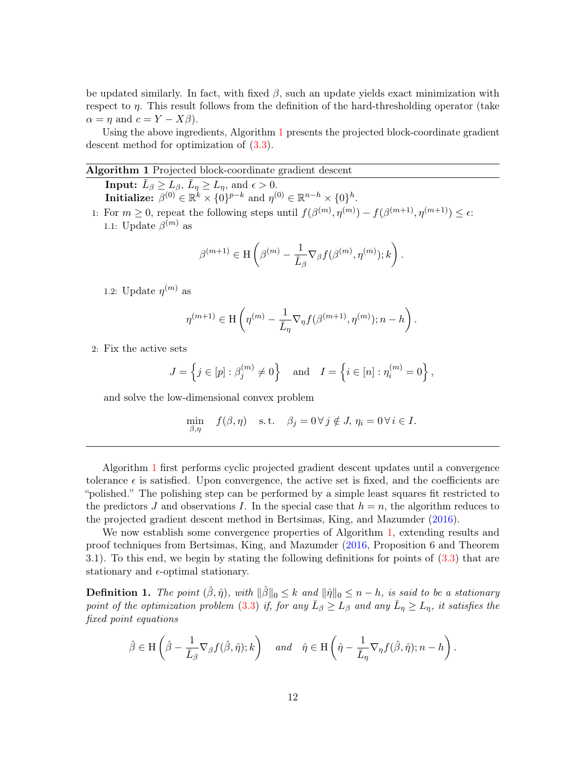be updated similarly. In fact, with fixed $\beta$, such an update yields exact minimization with respect to $\eta$. This result follows from the definition of the hard-thresholding operator (take $\alpha = \eta$ and $c = Y - X\beta$).

Using the above ingredients, Algorithm 1 presents the projected block-coordinate gradient descent method for optimization of (3.3).

---

**Algorithm 1** Projected block-coordinate gradient descent

---

**Input:** $\bar{L}_\beta \geq L_\beta$, $\bar{L}_\eta \geq L_\eta$, and $\epsilon > 0$.

**Initialize:** $\beta^{(0)} \in \mathbb{R}^k \times \{0\}^{p-k}$ and $\eta^{(0)} \in \mathbb{R}^{n-h} \times \{0\}^h$.

1: For $m \geq 0$, repeat the following steps until $f(\beta^{(m)}, \eta^{(m)}) - f(\beta^{(m+1)}, \eta^{(m+1)}) \leq \epsilon$:

1.1: Update $\beta^{(m)}$ as

$$\beta^{(m+1)} \in \mathrm{H}\left(\beta^{(m)} - \frac{1}{\bar{L}_\beta} \nabla_\beta f(\beta^{(m)}, \eta^{(m)}); k\right).$$

1.2: Update $\eta^{(m)}$ as

$$\eta^{(m+1)} \in \mathrm{H}\left(\eta^{(m)} - \frac{1}{\bar{L}_\eta} \nabla_\eta f(\beta^{(m+1)}, \eta^{(m)}); n - h\right).$$

2: Fix the active sets

$$J = \left\{ j \in [p] : \beta_j^{(m)} \neq 0 \right\} \quad \text{and} \quad I = \left\{ i \in [n] : \eta_i^{(m)} = 0 \right\},$$

and solve the low-dimensional convex problem

$$\min_{\beta, \eta} \quad f(\beta, \eta) \quad \text{s.t.} \quad \beta_j = 0 \, \forall \, j \notin J, \, \eta_i = 0 \, \forall \, i \in I.$$

---

Algorithm 1 first performs cyclic projected gradient descent updates until a convergence tolerance $\epsilon$ is satisfied. Upon convergence, the active set is fixed, and the coefficients are "polished." The polishing step can be performed by a simple least squares fit restricted to the predictors $J$ and observations $I$. In the special case that $h = n$, the algorithm reduces to the projected gradient descent method in Bertsimas, King, and Mazumder (2016).

We now establish some convergence properties of Algorithm 1, extending results and proof techniques from Bertsimas, King, and Mazumder (2016, Proposition 6 and Theorem 3.1). To this end, we begin by stating the following definitions for points of (3.3) that are stationary and $\epsilon$-optimal stationary.

**Definition 1.** *The point $(\hat{\beta}, \hat{\eta})$, with $\|\hat{\beta}\|_0 \leq k$ and $\|\hat{\eta}\|_0 \leq n - h$, is said to be a stationary point of the optimization problem (3.3) if, for any $\bar{L}_\beta \geq L_\beta$ and any $\bar{L}_\eta \geq L_\eta$, it satisfies the fixed point equations*

$$\hat{\beta} \in \mathrm{H}\left(\hat{\beta} - \frac{1}{\bar{L}_\beta} \nabla_\beta f(\hat{\beta}, \hat{\eta}); k\right) \quad \text{and} \quad \hat{\eta} \in \mathrm{H}\left(\hat{\eta} - \frac{1}{\bar{L}_\eta} \nabla_\eta f(\hat{\beta}, \hat{\eta}); n - h\right).$$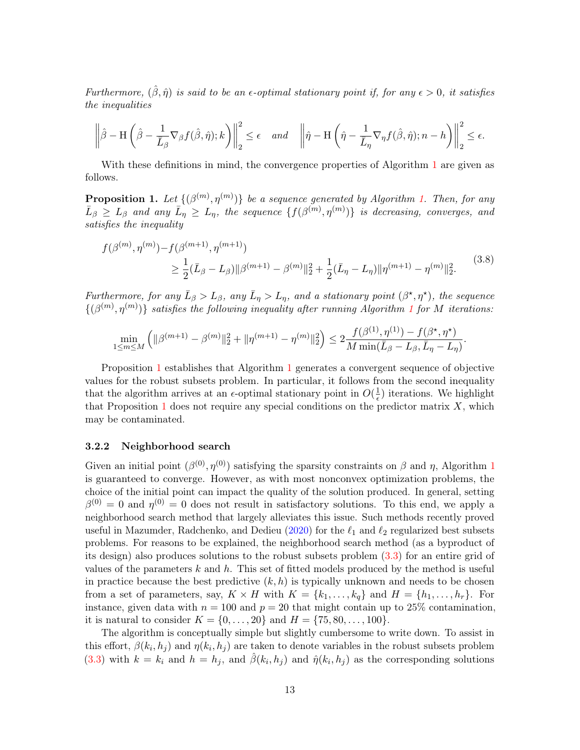*Furthermore, $(\hat{\beta}, \hat{\eta})$ is said to be an $\epsilon$-optimal stationary point if, for any $\epsilon > 0$, it satisfies the inequalities*

$$\left\| \hat{\beta} - \mathrm{H}\left(\hat{\beta} - \frac{1}{\bar{L}_\beta} \nabla_\beta f(\hat{\beta}, \hat{\eta}); k\right) \right\|_2^2 \leq \epsilon \quad \text{and} \quad \left\| \hat{\eta} - \mathrm{H}\left(\hat{\eta} - \frac{1}{\bar{L}_\eta} \nabla_\eta f(\hat{\beta}, \hat{\eta}); n-h\right) \right\|_2^2 \leq \epsilon.$$

With these definitions in mind, the convergence properties of Algorithm 1 are given as follows.

**Proposition 1.** *Let $\{(\beta^{(m)}, \eta^{(m)})\}$ be a sequence generated by Algorithm 1. Then, for any $\bar{L}_\beta \geq L_\beta$ and any $\bar{L}_\eta \geq L_\eta$, the sequence $\{f(\beta^{(m)}, \eta^{(m)})\}$ is decreasing, converges, and satisfies the inequality*

$$\begin{aligned} f(\beta^{(m)}, \eta^{(m)}) - & f(\beta^{(m+1)}, \eta^{(m+1)}) \\ & \geq \frac{1}{2}(\bar{L}_\beta - L_\beta) \|\beta^{(m+1)} - \beta^{(m)}\|_2^2 + \frac{1}{2}(\bar{L}_\eta - L_\eta) \|\eta^{(m+1)} - \eta^{(m)}\|_2^2. \end{aligned} \tag{3.8}$$

*Furthermore, for any $\bar{L}_\beta > L_\beta$, any $\bar{L}_\eta > L_\eta$, and a stationary point $(\beta^\star, \eta^\star)$, the sequence $\{(\beta^{(m)}, \eta^{(m)})\}$ satisfies the following inequality after running Algorithm 1 for $M$ iterations:*

$$\min_{1 \leq m \leq M} \left( \|\beta^{(m+1)} - \beta^{(m)}\|_2^2 + \|\eta^{(m+1)} - \eta^{(m)}\|_2^2 \right) \leq 2 \frac{f(\beta^{(1)}, \eta^{(1)}) - f(\beta^\star, \eta^\star)}{M \min(\bar{L}_\beta - L_\beta, \bar{L}_\eta - L_\eta)}.$$

Proposition 1 establishes that Algorithm 1 generates a convergent sequence of objective values for the robust subsets problem. In particular, it follows from the second inequality that the algorithm arrives at an $\epsilon$-optimal stationary point in $O(\frac{1}{\epsilon})$ iterations. We highlight that Proposition 1 does not require any special conditions on the predictor matrix $X$, which may be contaminated.

#### 3.2.2 Neighborhood search

Given an initial point $(\beta^{(0)}, \eta^{(0)})$ satisfying the sparsity constraints on $\beta$ and $\eta$, Algorithm 1 is guaranteed to converge. However, as with most nonconvex optimization problems, the choice of the initial point can impact the quality of the solution produced. In general, setting $\beta^{(0)} = 0$ and $\eta^{(0)} = 0$ does not result in satisfactory solutions. To this end, we apply a neighborhood search method that largely alleviates this issue. Such methods recently proved useful in Mazumder, Radchenko, and Dedieu (2020) for the $\ell_1$ and $\ell_2$ regularized best subsets problems. For reasons to be explained, the neighborhood search method (as a byproduct of its design) also produces solutions to the robust subsets problem (3.3) for an entire grid of values of the parameters $k$ and $h$. This set of fitted models produced by the method is useful in practice because the best predictive $(k, h)$ is typically unknown and needs to be chosen from a set of parameters, say, $K \times H$ with $K = \{k_1, \ldots, k_q\}$ and $H = \{h_1, \ldots, h_r\}$. For instance, given data with $n = 100$ and $p = 20$ that might contain up to 25% contamination, it is natural to consider $K = \{0, \ldots, 20\}$ and $H = \{75, 80, \ldots, 100\}$.

The algorithm is conceptually simple but slightly cumbersome to write down. To assist in this effort, $\beta(k_i, h_j)$ and $\eta(k_i, h_j)$ are taken to denote variables in the robust subsets problem (3.3) with $k = k_i$ and $h = h_j$, and $\hat{\beta}(k_i, h_j)$ and $\hat{\eta}(k_i, h_j)$ as the corresponding solutions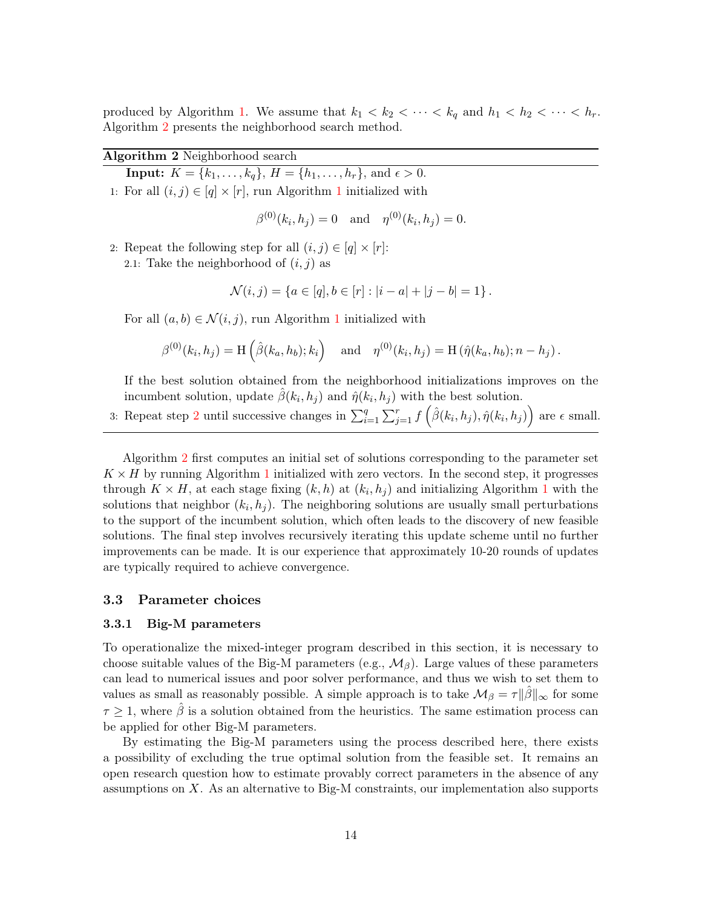produced by Algorithm 1. We assume that $k_1 < k_2 < \cdots < k_q$ and $h_1 < h_2 < \cdots < h_r$. Algorithm 2 presents the neighborhood search method.

---

**Algorithm 2** Neighborhood search

---

**Input:** $K = \{k_1, \ldots, k_q\}$, $H = \{h_1, \ldots, h_r\}$, and $\epsilon > 0$.

1: For all $(i, j) \in [q] \times [r]$, run Algorithm 1 initialized with

$$\beta^{(0)}(k_i, h_j) = 0 \quad \text{and} \quad \eta^{(0)}(k_i, h_j) = 0.$$

2: Repeat the following step for all $(i, j) \in [q] \times [r]$:

2.1: Take the neighborhood of $(i, j)$ as

$$\mathcal{N}(i, j) = \{a \in [q], b \in [r] : |i - a| + |j - b| = 1\}.$$

For all $(a, b) \in \mathcal{N}(i, j)$, run Algorithm 1 initialized with

$$\beta^{(0)}(k_i, h_j) = \mathrm{H}\left(\hat{\beta}(k_a, h_b); k_i\right) \quad \text{and} \quad \eta^{(0)}(k_i, h_j) = \mathrm{H}\left(\hat{\eta}(k_a, h_b); n - h_j\right).$$

If the best solution obtained from the neighborhood initializations improves on the incumbent solution, update $\hat{\beta}(k_i, h_j)$ and $\hat{\eta}(k_i, h_j)$ with the best solution.

3: Repeat step 2 until successive changes in $\sum_{i=1}^{q} \sum_{j=1}^{r} f\left(\hat{\beta}(k_i, h_j), \hat{\eta}(k_i, h_j)\right)$ are $\epsilon$ small.

---

Algorithm 2 first computes an initial set of solutions corresponding to the parameter set $K \times H$ by running Algorithm 1 initialized with zero vectors. In the second step, it progresses through $K \times H$, at each stage fixing $(k, h)$ at $(k_i, h_j)$ and initializing Algorithm 1 with the solutions that neighbor $(k_i, h_j)$. The neighboring solutions are usually small perturbations to the support of the incumbent solution, which often leads to the discovery of new feasible solutions. The final step involves recursively iterating this update scheme until no further improvements can be made. It is our experience that approximately 10-20 rounds of updates are typically required to achieve convergence.

### 3.3 Parameter choices

#### 3.3.1 Big-M parameters

To operationalize the mixed-integer program described in this section, it is necessary to choose suitable values of the Big-M parameters (e.g., $\mathcal{M}_\beta$). Large values of these parameters can lead to numerical issues and poor solver performance, and thus we wish to set them to values as small as reasonably possible. A simple approach is to take $\mathcal{M}_\beta = \tau \|\hat{\beta}\|_\infty$ for some $\tau \geq 1$, where $\hat{\beta}$ is a solution obtained from the heuristics. The same estimation process can be applied for other Big-M parameters.

By estimating the Big-M parameters using the process described here, there exists a possibility of excluding the true optimal solution from the feasible set. It remains an open research question how to estimate provably correct parameters in the absence of any assumptions on $X$. As an alternative to Big-M constraints, our implementation also supports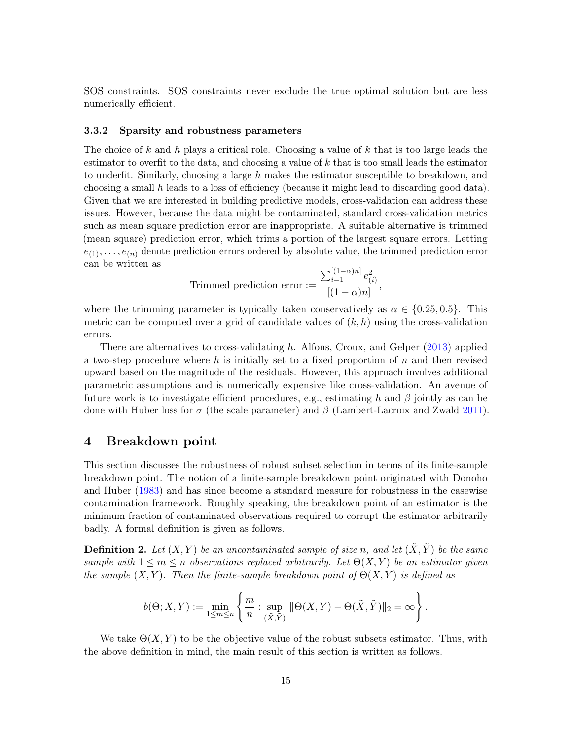SOS constraints. SOS constraints never exclude the true optimal solution but are less numerically efficient.

### 3.3.2 Sparsity and robustness parameters

The choice of $k$ and $h$ plays a critical role. Choosing a value of $k$ that is too large leads the estimator to overfit to the data, and choosing a value of $k$ that is too small leads the estimator to underfit. Similarly, choosing a large $h$ makes the estimator susceptible to breakdown, and choosing a small $h$ leads to a loss of efficiency (because it might lead to discarding good data). Given that we are interested in building predictive models, cross-validation can address these issues. However, because the data might be contaminated, standard cross-validation metrics such as mean square prediction error are inappropriate. A suitable alternative is trimmed (mean square) prediction error, which trims a portion of the largest square errors. Letting $e_{(1)}, \ldots, e_{(n)}$ denote prediction errors ordered by absolute value, the trimmed prediction error can be written as

$$\text{Trimmed prediction error} := \frac{\sum_{i=1}^{[(1-\alpha)n]} e_{(i)}^2}{[(1-\alpha)n]},$$

where the trimming parameter is typically taken conservatively as $\alpha \in \{0.25, 0.5\}$. This metric can be computed over a grid of candidate values of $(k, h)$ using the cross-validation errors.

There are alternatives to cross-validating $h$. Alfons, Croux, and Gelper (2013) applied a two-step procedure where $h$ is initially set to a fixed proportion of $n$ and then revised upward based on the magnitude of the residuals. However, this approach involves additional parametric assumptions and is numerically expensive like cross-validation. An avenue of future work is to investigate efficient procedures, e.g., estimating $h$ and $\beta$ jointly as can be done with Huber loss for $\sigma$ (the scale parameter) and $\beta$ (Lambert-Lacroix and Zwald 2011).

## 4 Breakdown point

This section discusses the robustness of robust subset selection in terms of its finite-sample breakdown point. The notion of a finite-sample breakdown point originated with Donoho and Huber (1983) and has since become a standard measure for robustness in the casewise contamination framework. Roughly speaking, the breakdown point of an estimator is the minimum fraction of contaminated observations required to corrupt the estimator arbitrarily badly. A formal definition is given as follows.

**Definition 2.** *Let $(X, Y)$ be an uncontaminated sample of size $n$, and let $(\tilde{X}, \tilde{Y})$ be the same sample with $1 \leq m \leq n$ observations replaced arbitrarily. Let $\Theta(X, Y)$ be an estimator given the sample $(X, Y)$. Then the finite-sample breakdown point of $\Theta(X, Y)$ is defined as*

$$b(\Theta; X, Y) := \min_{1 \leq m \leq n} \left\{ \frac{m}{n} : \sup_{(\tilde{X}, \tilde{Y})} \|\Theta(X, Y) - \Theta(\tilde{X}, \tilde{Y})\|_2 = \infty \right\}.$$

We take $\Theta(X, Y)$ to be the objective value of the robust subsets estimator. Thus, with the above definition in mind, the main result of this section is written as follows.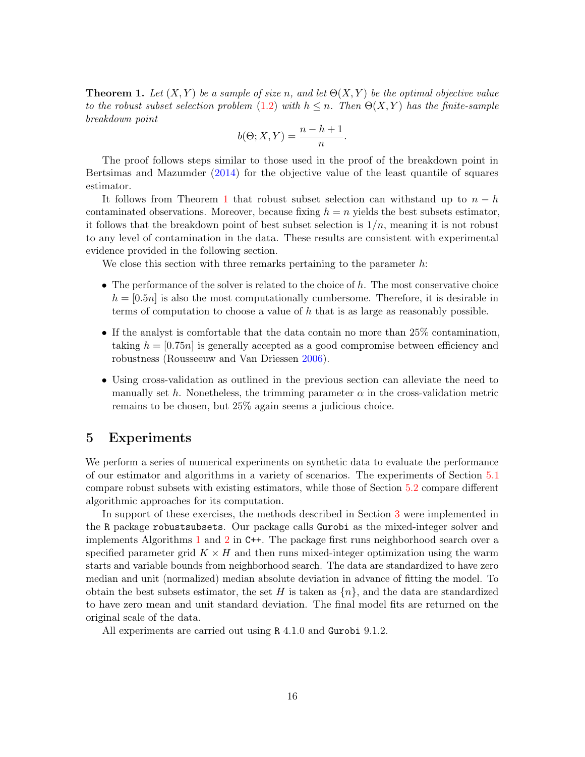**Theorem 1.** *Let $(X, Y)$ be a sample of size $n$, and let $\Theta(X, Y)$ be the optimal objective value to the robust subset selection problem (1.2) with $h \leq n$. Then $\Theta(X, Y)$ has the finite-sample breakdown point*

$$b(\Theta; X, Y) = \frac{n - h + 1}{n}.$$

The proof follows steps similar to those used in the proof of the breakdown point in Bertsimas and Mazumder (2014) for the objective value of the least quantile of squares estimator.

It follows from Theorem 1 that robust subset selection can withstand up to $n - h$ contaminated observations. Moreover, because fixing $h = n$ yields the best subsets estimator, it follows that the breakdown point of best subset selection is $1/n$, meaning it is not robust to any level of contamination in the data. These results are consistent with experimental evidence provided in the following section.

We close this section with three remarks pertaining to the parameter $h$:

- The performance of the solver is related to the choice of $h$. The most conservative choice $h = [0.5n]$ is also the most computationally cumbersome. Therefore, it is desirable in terms of computation to choose a value of $h$ that is as large as reasonably possible.
- If the analyst is comfortable that the data contain no more than 25% contamination, taking $h = [0.75n]$ is generally accepted as a good compromise between efficiency and robustness (Rousseeuw and Van Driessen 2006).
- Using cross-validation as outlined in the previous section can alleviate the need to manually set $h$. Nonetheless, the trimming parameter $\alpha$ in the cross-validation metric remains to be chosen, but 25% again seems a judicious choice.

# 5 Experiments

We perform a series of numerical experiments on synthetic data to evaluate the performance of our estimator and algorithms in a variety of scenarios. The experiments of Section 5.1 compare robust subsets with existing estimators, while those of Section 5.2 compare different algorithmic approaches for its computation.

In support of these exercises, the methods described in Section 3 were implemented in the `R` package `robustsubsets`. Our package calls `Gurobi` as the mixed-integer solver and implements Algorithms 1 and 2 in `C++`. The package first runs neighborhood search over a specified parameter grid $K \times H$ and then runs mixed-integer optimization using the warm starts and variable bounds from neighborhood search. The data are standardized to have zero median and unit (normalized) median absolute deviation in advance of fitting the model. To obtain the best subsets estimator, the set $H$ is taken as $\{n\}$, and the data are standardized to have zero mean and unit standard deviation. The final model fits are returned on the original scale of the data.

All experiments are carried out using `R` 4.1.0 and `Gurobi` 9.1.2.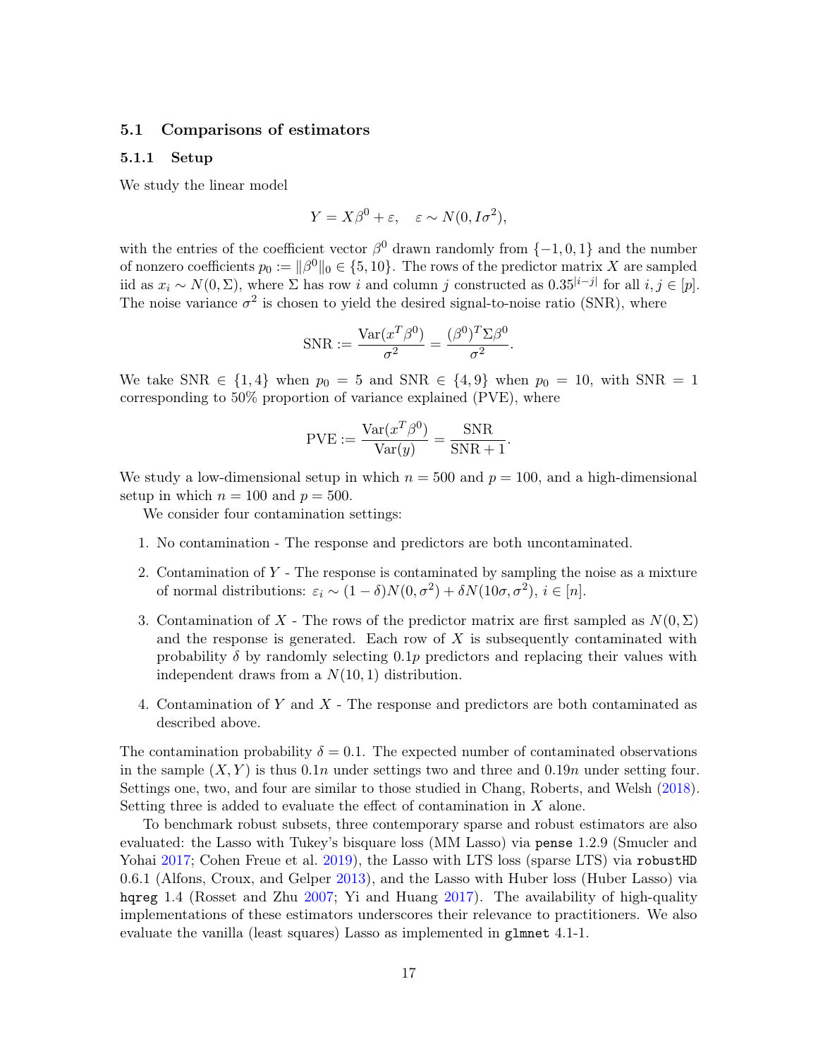### 5.1 Comparisons of estimators

#### 5.1.1 Setup

We study the linear model

$$Y = X\beta^0 + \varepsilon, \quad \varepsilon \sim N(0, I\sigma^2),$$

with the entries of the coefficient vector $\beta^0$ drawn randomly from $\{-1, 0, 1\}$ and the number of nonzero coefficients $p_0 := \|\beta^0\|_0 \in \{5, 10\}$. The rows of the predictor matrix $X$ are sampled iid as $x_i \sim N(0, \Sigma)$, where $\Sigma$ has row $i$ and column $j$ constructed as $0.35^{|i-j|}$ for all $i, j \in [p]$. The noise variance $\sigma^2$ is chosen to yield the desired signal-to-noise ratio (SNR), where

$$\text{SNR} := \frac{\text{Var}(x^T\beta^0)}{\sigma^2} = \frac{(\beta^0)^T\Sigma\beta^0}{\sigma^2}.$$

We take $\text{SNR} \in \{1, 4\}$ when $p_0 = 5$ and $\text{SNR} \in \{4, 9\}$ when $p_0 = 10$, with $\text{SNR} = 1$ corresponding to 50% proportion of variance explained (PVE), where

$$\text{PVE} := \frac{\text{Var}(x^T\beta^0)}{\text{Var}(y)} = \frac{\text{SNR}}{\text{SNR} + 1}.$$

We study a low-dimensional setup in which $n = 500$ and $p = 100$, and a high-dimensional setup in which $n = 100$ and $p = 500$.

We consider four contamination settings:

1. No contamination - The response and predictors are both uncontaminated.
2. Contamination of $Y$ - The response is contaminated by sampling the noise as a mixture of normal distributions: $\varepsilon_i \sim (1 - \delta)N(0, \sigma^2) + \delta N(10\sigma, \sigma^2)$, $i \in [n]$.
3. Contamination of $X$ - The rows of the predictor matrix are first sampled as $N(0, \Sigma)$ and the response is generated. Each row of $X$ is subsequently contaminated with probability $\delta$ by randomly selecting $0.1p$ predictors and replacing their values with independent draws from a $N(10, 1)$ distribution.
4. Contamination of $Y$ and $X$ - The response and predictors are both contaminated as described above.

The contamination probability $\delta = 0.1$. The expected number of contaminated observations in the sample $(X, Y)$ is thus $0.1n$ under settings two and three and $0.19n$ under setting four. Settings one, two, and four are similar to those studied in Chang, Roberts, and Welsh (2018). Setting three is added to evaluate the effect of contamination in $X$ alone.

To benchmark robust subsets, three contemporary sparse and robust estimators are also evaluated: the Lasso with Tukey's bisquare loss (MM Lasso) via `pense` 1.2.9 (Smucler and Yohai 2017; Cohen Freue et al. 2019), the Lasso with LTS loss (sparse LTS) via `robustHD` 0.6.1 (Alfons, Croux, and Gelper 2013), and the Lasso with Huber loss (Huber Lasso) via `hqreg` 1.4 (Rosset and Zhu 2007; Yi and Huang 2017). The availability of high-quality implementations of these estimators underscores their relevance to practitioners. We also evaluate the vanilla (least squares) Lasso as implemented in `glmnet` 4.1-1.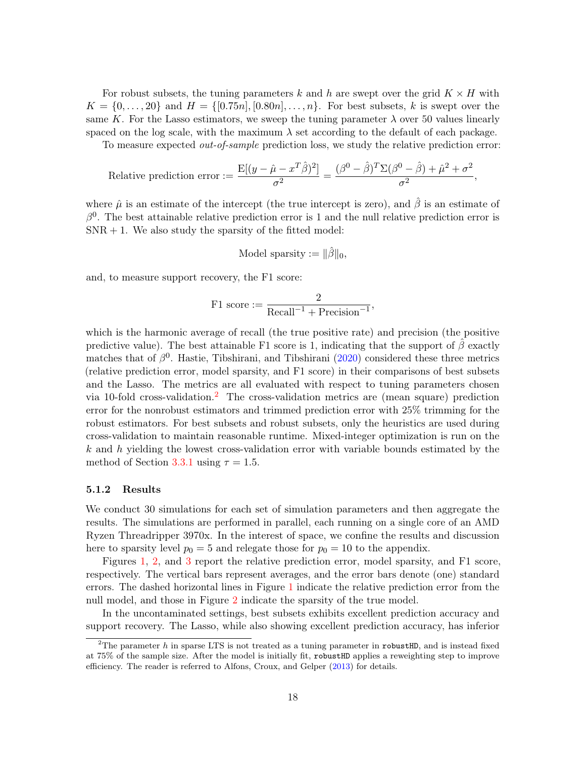For robust subsets, the tuning parameters $k$ and $h$ are swept over the grid $K \times H$ with $K = \{0, \ldots, 20\}$ and $H = \{[0.75n], [0.80n], \ldots, n\}$. For best subsets, $k$ is swept over the same $K$. For the Lasso estimators, we sweep the tuning parameter $\lambda$ over 50 values linearly spaced on the log scale, with the maximum $\lambda$ set according to the default of each package.

To measure expected *out-of-sample* prediction loss, we study the relative prediction error:

$$\text{Relative prediction error} := \frac{\mathrm{E}[(y - \hat{\mu} - x^T \hat{\beta})^2]}{\sigma^2} = \frac{(\beta^0 - \hat{\beta})^T \Sigma (\beta^0 - \hat{\beta}) + \hat{\mu}^2 + \sigma^2}{\sigma^2},$$

where $\hat{\mu}$ is an estimate of the intercept (the true intercept is zero), and $\hat{\beta}$ is an estimate of $\beta^0$. The best attainable relative prediction error is 1 and the null relative prediction error is $\mathrm{SNR} + 1$. We also study the sparsity of the fitted model:

$$\text{Model sparsity} := \|\hat{\beta}\|_0,$$

and, to measure support recovery, the F1 score:

$$\text{F1 score} := \frac{2}{\text{Recall}^{-1} + \text{Precision}^{-1}},$$

which is the harmonic average of recall (the true positive rate) and precision (the positive predictive value). The best attainable F1 score is 1, indicating that the support of $\hat{\beta}$ exactly matches that of $\beta^0$. Hastie, Tibshirani, and Tibshirani (2020) considered these three metrics (relative prediction error, model sparsity, and F1 score) in their comparisons of best subsets and the Lasso. The metrics are all evaluated with respect to tuning parameters chosen via 10-fold cross-validation.[2] The cross-validation metrics are (mean square) prediction error for the nonrobust estimators and trimmed prediction error with 25% trimming for the robust estimators. For best subsets and robust subsets, only the heuristics are used during cross-validation to maintain reasonable runtime. Mixed-integer optimization is run on the $k$ and $h$ yielding the lowest cross-validation error with variable bounds estimated by the method of Section 3.3.1 using $\tau = 1.5$.

### 5.1.2 Results

We conduct 30 simulations for each set of simulation parameters and then aggregate the results. The simulations are performed in parallel, each running on a single core of an AMD Ryzen Threadripper 3970x. In the interest of space, we confine the results and discussion here to sparsity level $p_0 = 5$ and relegate those for $p_0 = 10$ to the appendix.

Figures 1, 2, and 3 report the relative prediction error, model sparsity, and F1 score, respectively. The vertical bars represent averages, and the error bars denote (one) standard errors. The dashed horizontal lines in Figure 1 indicate the relative prediction error from the null model, and those in Figure 2 indicate the sparsity of the true model.

In the uncontaminated settings, best subsets exhibits excellent prediction accuracy and support recovery. The Lasso, while also showing excellent prediction accuracy, has inferior

[2] The parameter $h$ in sparse LTS is not treated as a tuning parameter in `robustHD`, and is instead fixed at 75% of the sample size. After the model is initially fit, `robustHD` applies a reweighting step to improve efficiency. The reader is referred to Alfons, Croux, and Gelper (2013) for details.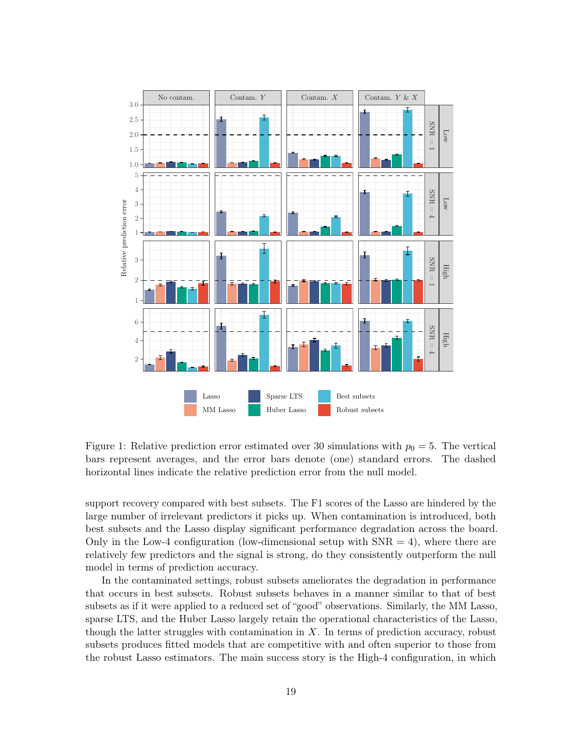Figure 1: Relative prediction error estimated over 30 simulations with $p_0 = 5$. The vertical bars represent averages, and the error bars denote (one) standard errors. The dashed horizontal lines indicate the relative prediction error from the null model.

support recovery compared with best subsets. The F1 scores of the Lasso are hindered by the large number of irrelevant predictors it picks up. When contamination is introduced, both best subsets and the Lasso display significant performance degradation across the board. Only in the Low-4 configuration (low-dimensional setup with SNR = 4), where there are relatively few predictors and the signal is strong, do they consistently outperform the null model in terms of prediction accuracy.

In the contaminated settings, robust subsets ameliorates the degradation in performance that occurs in best subsets. Robust subsets behaves in a manner similar to that of best subsets as if it were applied to a reduced set of "good" observations. Similarly, the MM Lasso, sparse LTS, and the Huber Lasso largely retain the operational characteristics of the Lasso, though the latter struggles with contamination in $X$. In terms of prediction accuracy, robust subsets produces fitted models that are competitive with and often superior to those from the robust Lasso estimators. The main success story is the High-4 configuration, in which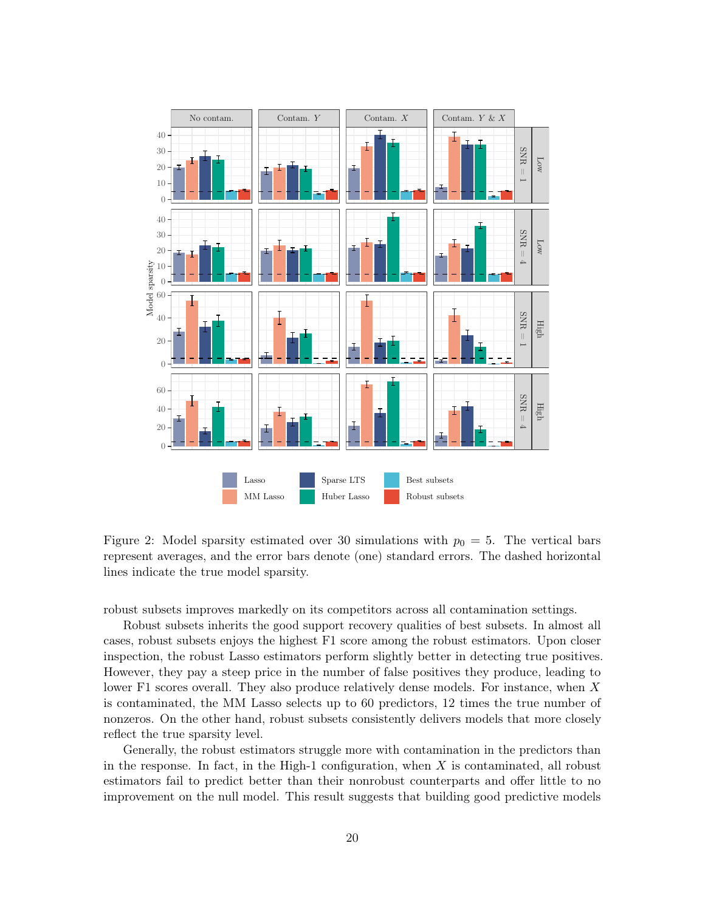Figure 2: Model sparsity estimated over 30 simulations with $p_0 = 5$. The vertical bars represent averages, and the error bars denote (one) standard errors. The dashed horizontal lines indicate the true model sparsity.

robust subsets improves markedly on its competitors across all contamination settings.

Robust subsets inherits the good support recovery qualities of best subsets. In almost all cases, robust subsets enjoys the highest F1 score among the robust estimators. Upon closer inspection, the robust Lasso estimators perform slightly better in detecting true positives. However, they pay a steep price in the number of false positives they produce, leading to lower F1 scores overall. They also produce relatively dense models. For instance, when $X$ is contaminated, the MM Lasso selects up to 60 predictors, 12 times the true number of nonzeros. On the other hand, robust subsets consistently delivers models that more closely reflect the true sparsity level.

Generally, the robust estimators struggle more with contamination in the predictors than in the response. In fact, in the High-1 configuration, when $X$ is contaminated, all robust estimators fail to predict better than their nonrobust counterparts and offer little to no improvement on the null model. This result suggests that building good predictive models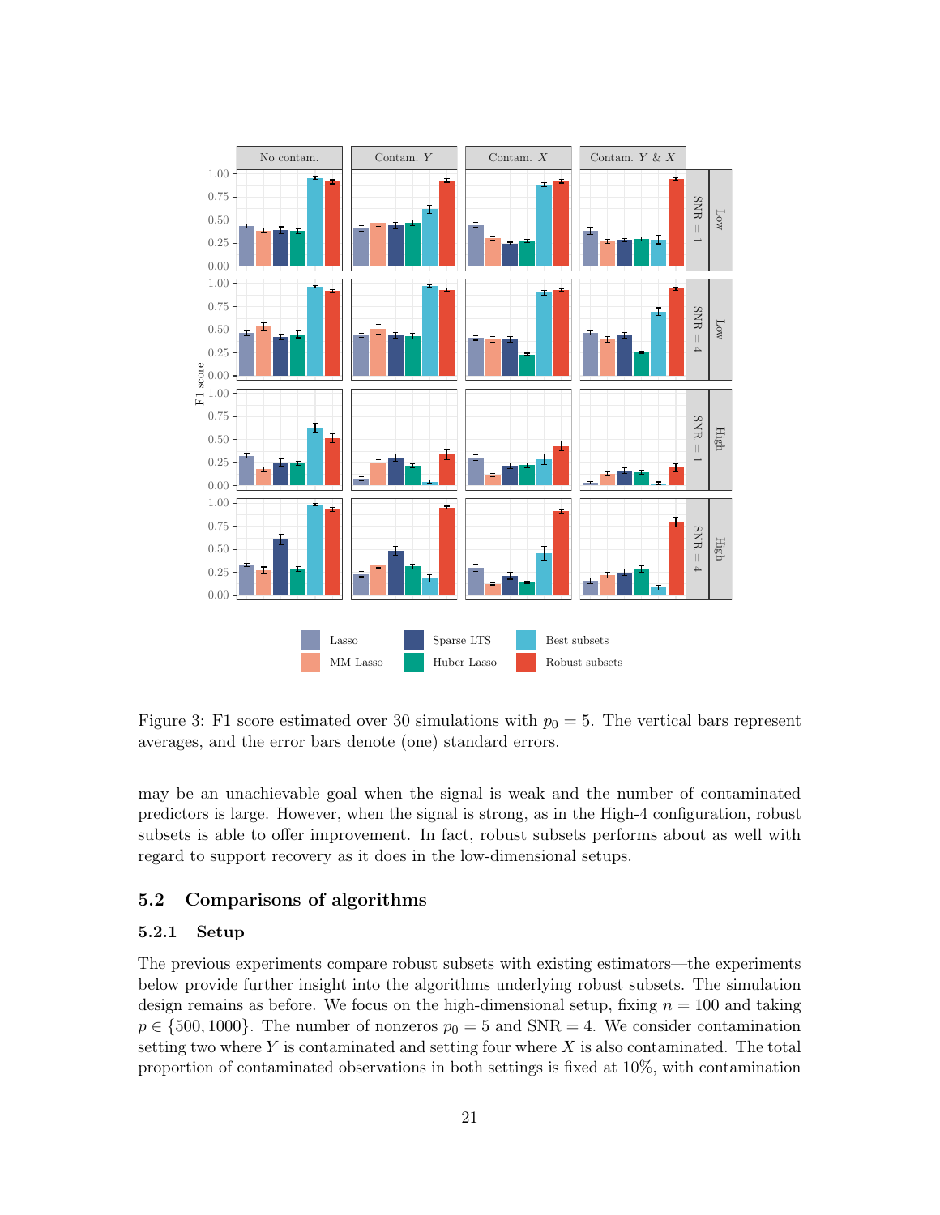Figure 3: F1 score estimated over 30 simulations with $p_0 = 5$. The vertical bars represent averages, and the error bars denote (one) standard errors.

may be an unachievable goal when the signal is weak and the number of contaminated predictors is large. However, when the signal is strong, as in the High-4 configuration, robust subsets is able to offer improvement. In fact, robust subsets performs about as well with regard to support recovery as it does in the low-dimensional setups.

## 5.2 Comparisons of algorithms

### 5.2.1 Setup

The previous experiments compare robust subsets with existing estimators—the experiments below provide further insight into the algorithms underlying robust subsets. The simulation design remains as before. We focus on the high-dimensional setup, fixing $n = 100$ and taking $p \in \{500, 1000\}$. The number of nonzeros $p_0 = 5$ and $\text{SNR} = 4$. We consider contamination setting two where $Y$ is contaminated and setting four where $X$ is also contaminated. The total proportion of contaminated observations in both settings is fixed at 10%, with contamination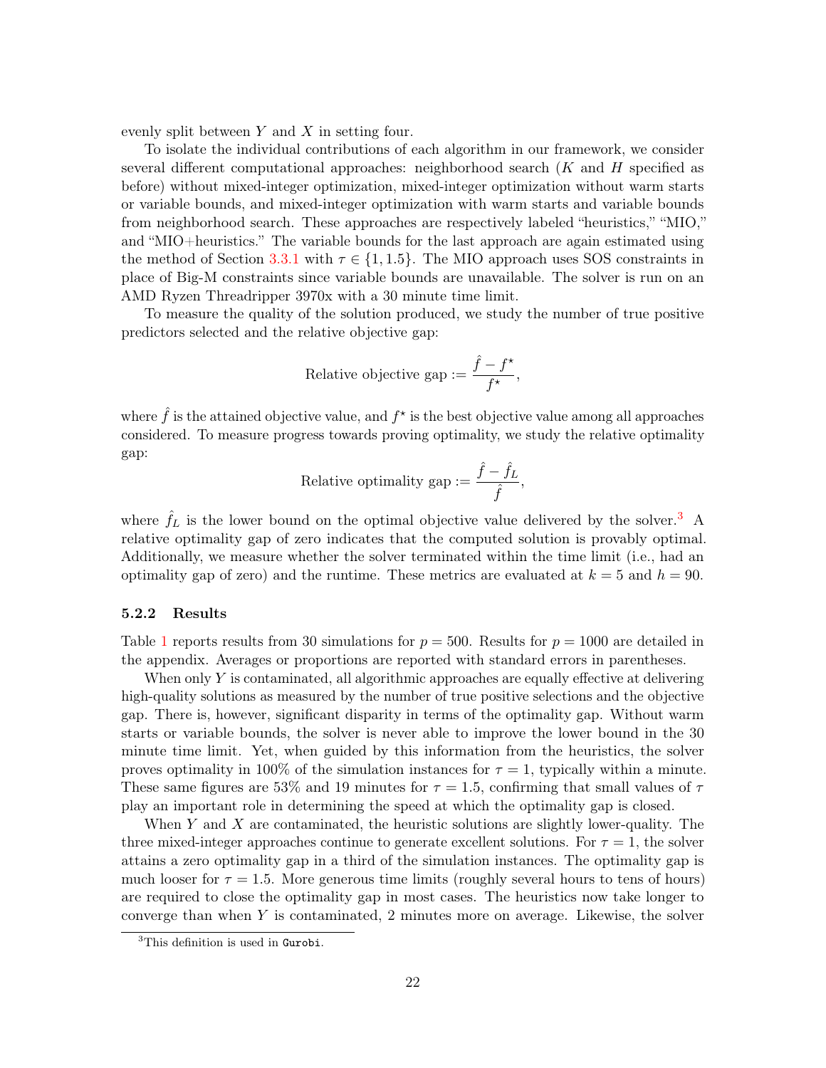evenly split between $Y$ and $X$ in setting four.

To isolate the individual contributions of each algorithm in our framework, we consider several different computational approaches: neighborhood search ($K$ and $H$ specified as before) without mixed-integer optimization, mixed-integer optimization without warm starts or variable bounds, and mixed-integer optimization with warm starts and variable bounds from neighborhood search. These approaches are respectively labeled "heuristics," "MIO," and "MIO+heuristics." The variable bounds for the last approach are again estimated using the method of Section 3.3.1 with $\tau \in \{1, 1.5\}$. The MIO approach uses SOS constraints in place of Big-M constraints since variable bounds are unavailable. The solver is run on an AMD Ryzen Threadripper 3970x with a 30 minute time limit.

To measure the quality of the solution produced, we study the number of true positive predictors selected and the relative objective gap:

$$\text{Relative objective gap} := \frac{\hat{f} - f^\star}{f^\star},$$

where $\hat{f}$ is the attained objective value, and $f^\star$ is the best objective value among all approaches considered. To measure progress towards proving optimality, we study the relative optimality gap:

$$\text{Relative optimality gap} := \frac{\hat{f} - \hat{f}_L}{\hat{f}},$$

where $\hat{f}_L$ is the lower bound on the optimal objective value delivered by the solver.[3] A relative optimality gap of zero indicates that the computed solution is provably optimal. Additionally, we measure whether the solver terminated within the time limit (i.e., had an optimality gap of zero) and the runtime. These metrics are evaluated at $k = 5$ and $h = 90$.

### 5.2.2 Results

Table 1 reports results from 30 simulations for $p = 500$. Results for $p = 1000$ are detailed in the appendix. Averages or proportions are reported with standard errors in parentheses.

When only $Y$ is contaminated, all algorithmic approaches are equally effective at delivering high-quality solutions as measured by the number of true positive selections and the objective gap. There is, however, significant disparity in terms of the optimality gap. Without warm starts or variable bounds, the solver is never able to improve the lower bound in the 30 minute time limit. Yet, when guided by this information from the heuristics, the solver proves optimality in 100% of the simulation instances for $\tau = 1$, typically within a minute. These same figures are 53% and 19 minutes for $\tau = 1.5$, confirming that small values of $\tau$ play an important role in determining the speed at which the optimality gap is closed.

When $Y$ and $X$ are contaminated, the heuristic solutions are slightly lower-quality. The three mixed-integer approaches continue to generate excellent solutions. For $\tau = 1$, the solver attains a zero optimality gap in a third of the simulation instances. The optimality gap is much looser for $\tau = 1.5$. More generous time limits (roughly several hours to tens of hours) are required to close the optimality gap in most cases. The heuristics now take longer to converge than when $Y$ is contaminated, 2 minutes more on average. Likewise, the solver

[3] This definition is used in `Gurobi`.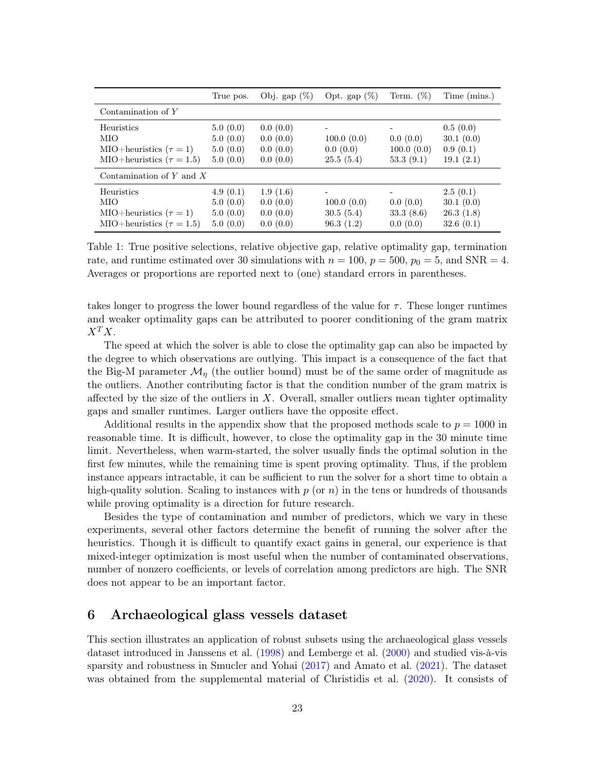|  | True pos. | Obj. gap (%) | Opt. gap (%) | Term. (%) | Time (mins.) |
| --- | --- | --- | --- | --- | --- |
| Contamination of $Y$ |  |  |  |  |  |
| Heuristics | 5.0 (0.0) | 0.0 (0.0) | - | - | 0.5 (0.0) |
| MIO | 5.0 (0.0) | 0.0 (0.0) | 100.0 (0.0) | 0.0 (0.0) | 30.1 (0.0) |
| MIO+heuristics ($\tau = 1$) | 5.0 (0.0) | 0.0 (0.0) | 0.0 (0.0) | 100.0 (0.0) | 0.9 (0.1) |
| MIO+heuristics ($\tau = 1.5$) | 5.0 (0.0) | 0.0 (0.0) | 25.5 (5.4) | 53.3 (9.1) | 19.1 (2.1) |
| Contamination of $Y$ and $X$ |  |  |  |  |  |
| Heuristics | 4.9 (0.1) | 1.9 (1.6) | - | - | 2.5 (0.1) |
| MIO | 5.0 (0.0) | 0.0 (0.0) | 100.0 (0.0) | 0.0 (0.0) | 30.1 (0.0) |
| MIO+heuristics ($\tau = 1$) | 5.0 (0.0) | 0.0 (0.0) | 30.5 (5.4) | 33.3 (8.6) | 26.3 (1.8) |
| MIO+heuristics ($\tau = 1.5$) | 5.0 (0.0) | 0.0 (0.0) | 96.3 (1.2) | 0.0 (0.0) | 32.6 (0.1) |

Table 1: True positive selections, relative objective gap, relative optimality gap, termination rate, and runtime estimated over 30 simulations with $n = 100$, $p = 500$, $p_0 = 5$, and SNR = 4. Averages or proportions are reported next to (one) standard errors in parentheses.

takes longer to progress the lower bound regardless of the value for $\tau$. These longer runtimes and weaker optimality gaps can be attributed to poorer conditioning of the gram matrix $X^T X$.

The speed at which the solver is able to close the optimality gap can also be impacted by the degree to which observations are outlying. This impact is a consequence of the fact that the Big-M parameter $\mathcal{M}_\eta$ (the outlier bound) must be of the same order of magnitude as the outliers. Another contributing factor is that the condition number of the gram matrix is affected by the size of the outliers in $X$. Overall, smaller outliers mean tighter optimality gaps and smaller runtimes. Larger outliers have the opposite effect.

Additional results in the appendix show that the proposed methods scale to $p = 1000$ in reasonable time. It is difficult, however, to close the optimality gap in the 30 minute time limit. Nevertheless, when warm-started, the solver usually finds the optimal solution in the first few minutes, while the remaining time is spent proving optimality. Thus, if the problem instance appears intractable, it can be sufficient to run the solver for a short time to obtain a high-quality solution. Scaling to instances with $p$ (or $n$) in the tens or hundreds of thousands while proving optimality is a direction for future research.

Besides the type of contamination and number of predictors, which we vary in these experiments, several other factors determine the benefit of running the solver after the heuristics. Though it is difficult to quantify exact gains in general, our experience is that mixed-integer optimization is most useful when the number of contaminated observations, number of nonzero coefficients, or levels of correlation among predictors are high. The SNR does not appear to be an important factor.

# 6 Archaeological glass vessels dataset

This section illustrates an application of robust subsets using the archaeological glass vessels dataset introduced in Janssens et al. (1998) and Lemberge et al. (2000) and studied vis-à-vis sparsity and robustness in Smucler and Yohai (2017) and Amato et al. (2021). The dataset was obtained from the supplemental material of Christidis et al. (2020). It consists of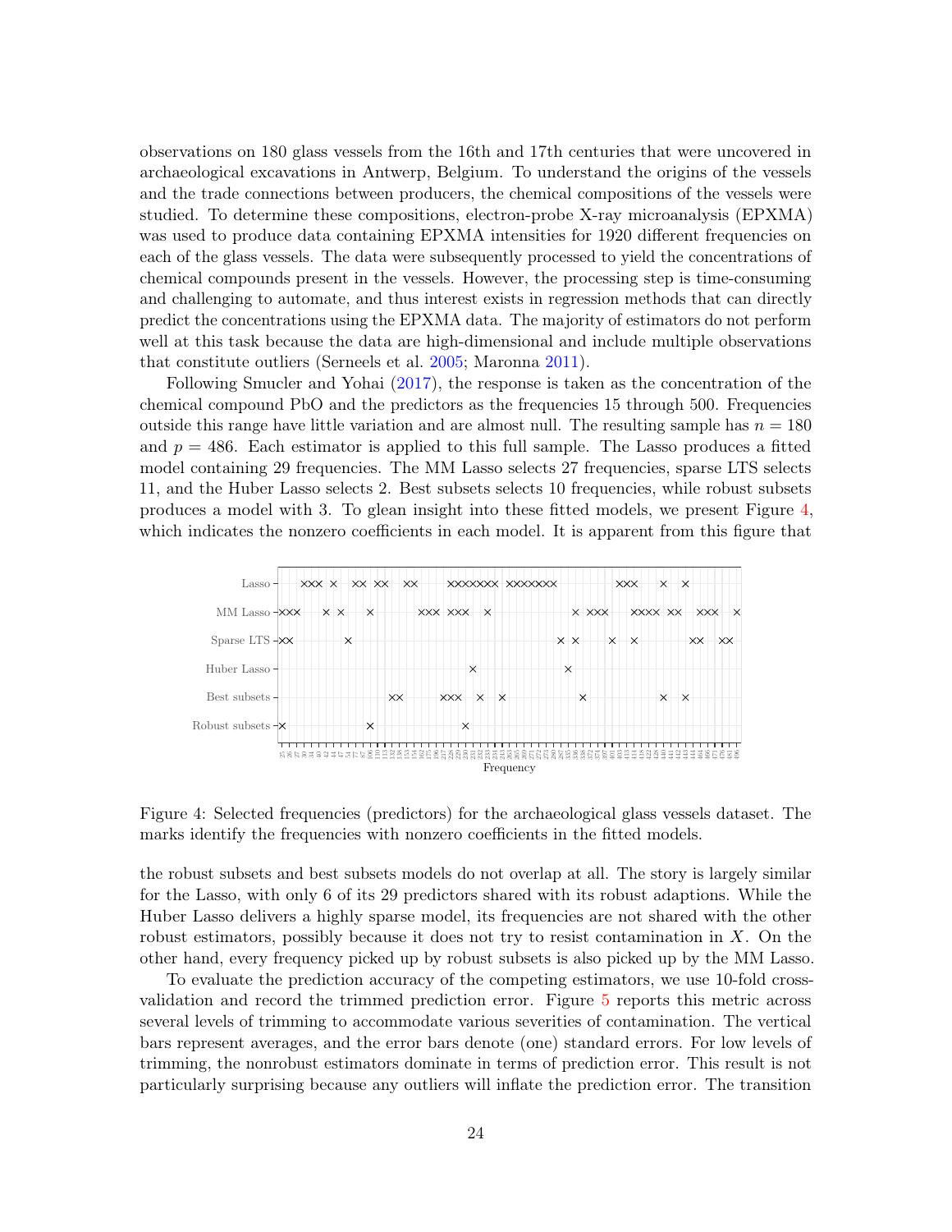observations on 180 glass vessels from the 16th and 17th centuries that were uncovered in archaeological excavations in Antwerp, Belgium. To understand the origins of the vessels and the trade connections between producers, the chemical compositions of the vessels were studied. To determine these compositions, electron-probe X-ray microanalysis (EPXMA) was used to produce data containing EPXMA intensities for 1920 different frequencies on each of the glass vessels. The data were subsequently processed to yield the concentrations of chemical compounds present in the vessels. However, the processing step is time-consuming and challenging to automate, and thus interest exists in regression methods that can directly predict the concentrations using the EPXMA data. The majority of estimators do not perform well at this task because the data are high-dimensional and include multiple observations that constitute outliers (Serneels et al. 2005; Maronna 2011).

Following Smucler and Yohai (2017), the response is taken as the concentration of the chemical compound PbO and the predictors as the frequencies 15 through 500. Frequencies outside this range have little variation and are almost null. The resulting sample has $n = 180$ and $p = 486$. Each estimator is applied to this full sample. The Lasso produces a fitted model containing 29 frequencies. The MM Lasso selects 27 frequencies, sparse LTS selects 11, and the Huber Lasso selects 2. Best subsets selects 10 frequencies, while robust subsets produces a model with 3. To glean insight into these fitted models, we present Figure 4, which indicates the nonzero coefficients in each model. It is apparent from this figure that

Figure 4: Selected frequencies (predictors) for the archaeological glass vessels dataset. The marks identify the frequencies with nonzero coefficients in the fitted models.

the robust subsets and best subsets models do not overlap at all. The story is largely similar for the Lasso, with only 6 of its 29 predictors shared with its robust adaptions. While the Huber Lasso delivers a highly sparse model, its frequencies are not shared with the other robust estimators, possibly because it does not try to resist contamination in $X$. On the other hand, every frequency picked up by robust subsets is also picked up by the MM Lasso.

To evaluate the prediction accuracy of the competing estimators, we use 10-fold cross-validation and record the trimmed prediction error. Figure 5 reports this metric across several levels of trimming to accommodate various severities of contamination. The vertical bars represent averages, and the error bars denote (one) standard errors. For low levels of trimming, the nonrobust estimators dominate in terms of prediction error. This result is not particularly surprising because any outliers will inflate the prediction error. The transition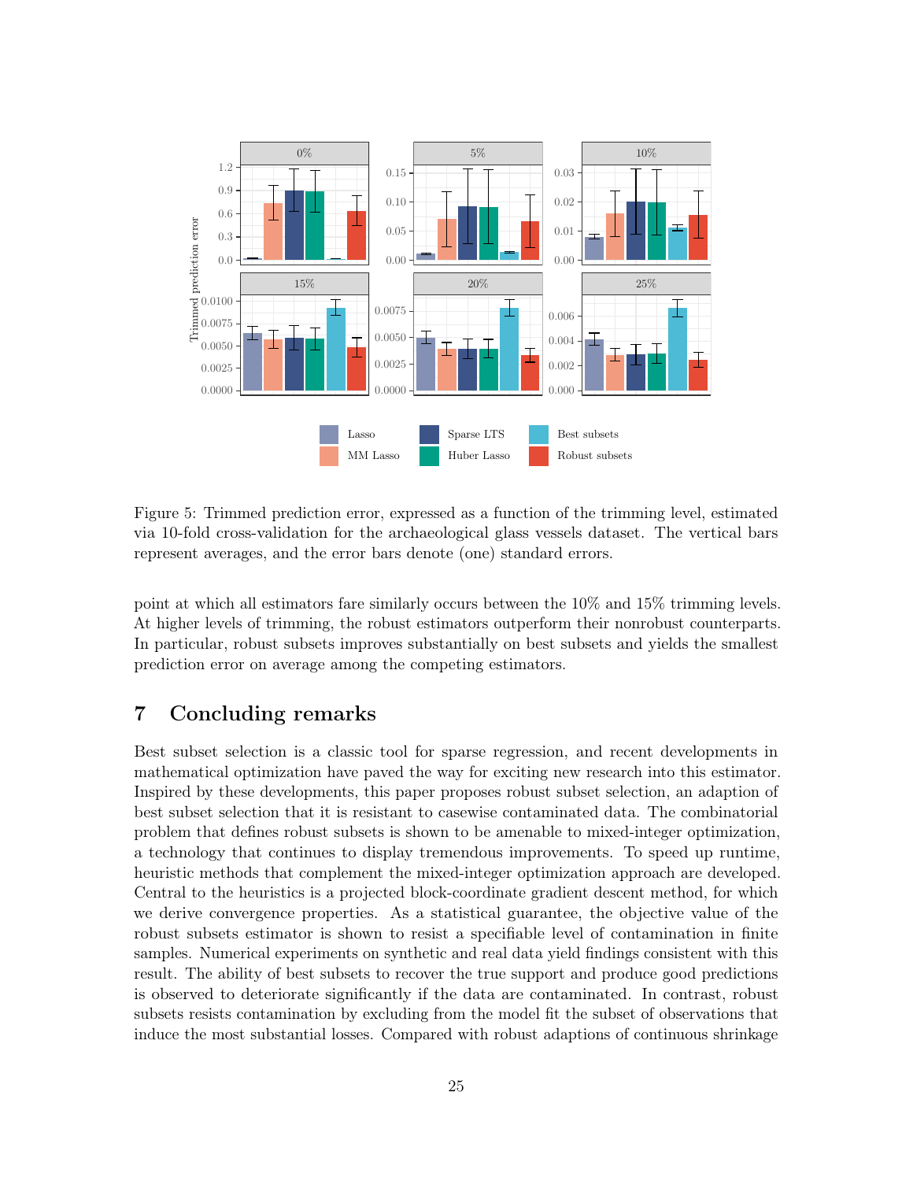Figure 5: Trimmed prediction error, expressed as a function of the trimming level, estimated via 10-fold cross-validation for the archaeological glass vessels dataset. The vertical bars represent averages, and the error bars denote (one) standard errors.

point at which all estimators fare similarly occurs between the 10% and 15% trimming levels. At higher levels of trimming, the robust estimators outperform their nonrobust counterparts. In particular, robust subsets improves substantially on best subsets and yields the smallest prediction error on average among the competing estimators.

## 7 Concluding remarks

Best subset selection is a classic tool for sparse regression, and recent developments in mathematical optimization have paved the way for exciting new research into this estimator. Inspired by these developments, this paper proposes robust subset selection, an adaption of best subset selection that it is resistant to casewise contaminated data. The combinatorial problem that defines robust subsets is shown to be amenable to mixed-integer optimization, a technology that continues to display tremendous improvements. To speed up runtime, heuristic methods that complement the mixed-integer optimization approach are developed. Central to the heuristics is a projected block-coordinate gradient descent method, for which we derive convergence properties. As a statistical guarantee, the objective value of the robust subsets estimator is shown to resist a specifiable level of contamination in finite samples. Numerical experiments on synthetic and real data yield findings consistent with this result. The ability of best subsets to recover the true support and produce good predictions is observed to deteriorate significantly if the data are contaminated. In contrast, robust subsets resists contamination by excluding from the model fit the subset of observations that induce the most substantial losses. Compared with robust adaptions of continuous shrinkage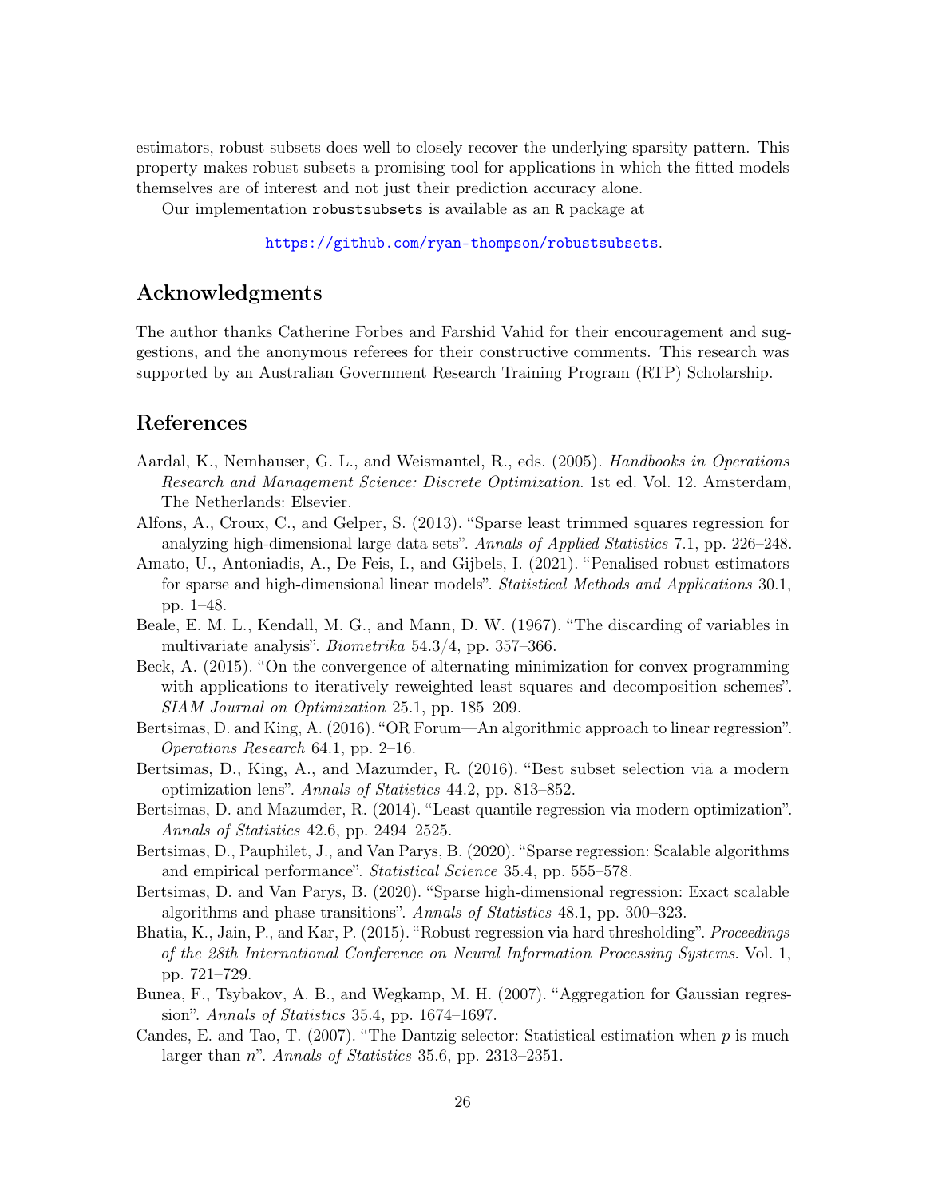estimators, robust subsets does well to closely recover the underlying sparsity pattern. This property makes robust subsets a promising tool for applications in which the fitted models themselves are of interest and not just their prediction accuracy alone.

Our implementation `robustsubsets` is available as an R package at

https://github.com/ryan-thompson/robustsubsets.

## Acknowledgments

The author thanks Catherine Forbes and Farshid Vahid for their encouragement and suggestions, and the anonymous referees for their constructive comments. This research was supported by an Australian Government Research Training Program (RTP) Scholarship.

## References

Aardal, K., Nemhauser, G. L., and Weismantel, R., eds. (2005). *Handbooks in Operations Research and Management Science: Discrete Optimization*. 1st ed. Vol. 12. Amsterdam, The Netherlands: Elsevier.

Alfons, A., Croux, C., and Gelper, S. (2013). "Sparse least trimmed squares regression for analyzing high-dimensional large data sets". *Annals of Applied Statistics* 7.1, pp. 226–248.

Amato, U., Antoniadis, A., De Feis, I., and Gijbels, I. (2021). "Penalised robust estimators for sparse and high-dimensional linear models". *Statistical Methods and Applications* 30.1, pp. 1–48.

Beale, E. M. L., Kendall, M. G., and Mann, D. W. (1967). "The discarding of variables in multivariate analysis". *Biometrika* 54.3/4, pp. 357–366.

Beck, A. (2015). "On the convergence of alternating minimization for convex programming with applications to iteratively reweighted least squares and decomposition schemes". *SIAM Journal on Optimization* 25.1, pp. 185–209.

Bertsimas, D. and King, A. (2016). "OR Forum—An algorithmic approach to linear regression". *Operations Research* 64.1, pp. 2–16.

Bertsimas, D., King, A., and Mazumder, R. (2016). "Best subset selection via a modern optimization lens". *Annals of Statistics* 44.2, pp. 813–852.

Bertsimas, D. and Mazumder, R. (2014). "Least quantile regression via modern optimization". *Annals of Statistics* 42.6, pp. 2494–2525.

Bertsimas, D., Pauphilet, J., and Van Parys, B. (2020). "Sparse regression: Scalable algorithms and empirical performance". *Statistical Science* 35.4, pp. 555–578.

Bertsimas, D. and Van Parys, B. (2020). "Sparse high-dimensional regression: Exact scalable algorithms and phase transitions". *Annals of Statistics* 48.1, pp. 300–323.

Bhatia, K., Jain, P., and Kar, P. (2015). "Robust regression via hard thresholding". *Proceedings of the 28th International Conference on Neural Information Processing Systems*. Vol. 1, pp. 721–729.

Bunea, F., Tsybakov, A. B., and Wegkamp, M. H. (2007). "Aggregation for Gaussian regression". *Annals of Statistics* 35.4, pp. 1674–1697.

Candes, E. and Tao, T. (2007). "The Dantzig selector: Statistical estimation when $p$ is much larger than $n$". *Annals of Statistics* 35.6, pp. 2313–2351.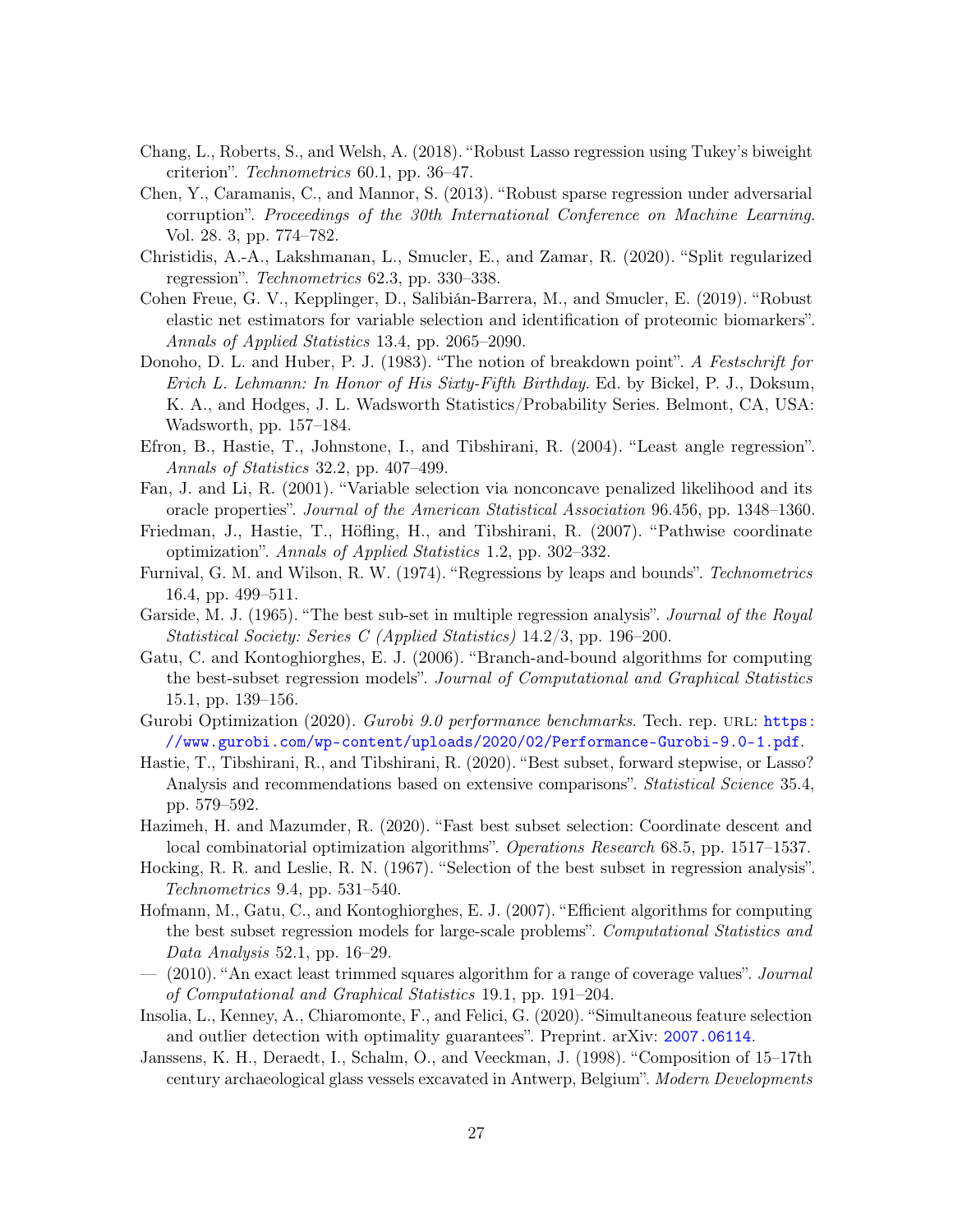Chang, L., Roberts, S., and Welsh, A. (2018). "Robust Lasso regression using Tukey's biweight criterion". *Technometrics* 60.1, pp. 36–47.

Chen, Y., Caramanis, C., and Mannor, S. (2013). "Robust sparse regression under adversarial corruption". *Proceedings of the 30th International Conference on Machine Learning*. Vol. 28. 3, pp. 774–782.

Christidis, A.-A., Lakshmanan, L., Smucler, E., and Zamar, R. (2020). "Split regularized regression". *Technometrics* 62.3, pp. 330–338.

Cohen Freue, G. V., Kepplinger, D., Salibián-Barrera, M., and Smucler, E. (2019). "Robust elastic net estimators for variable selection and identification of proteomic biomarkers". *Annals of Applied Statistics* 13.4, pp. 2065–2090.

Donoho, D. L. and Huber, P. J. (1983). "The notion of breakdown point". *A Festschrift for Erich L. Lehmann: In Honor of His Sixty-Fifth Birthday*. Ed. by Bickel, P. J., Doksum, K. A., and Hodges, J. L. Wadsworth Statistics/Probability Series. Belmont, CA, USA: Wadsworth, pp. 157–184.

Efron, B., Hastie, T., Johnstone, I., and Tibshirani, R. (2004). "Least angle regression". *Annals of Statistics* 32.2, pp. 407–499.

Fan, J. and Li, R. (2001). "Variable selection via nonconcave penalized likelihood and its oracle properties". *Journal of the American Statistical Association* 96.456, pp. 1348–1360.

Friedman, J., Hastie, T., Höfling, H., and Tibshirani, R. (2007). "Pathwise coordinate optimization". *Annals of Applied Statistics* 1.2, pp. 302–332.

Furnival, G. M. and Wilson, R. W. (1974). "Regressions by leaps and bounds". *Technometrics* 16.4, pp. 499–511.

Garside, M. J. (1965). "The best sub-set in multiple regression analysis". *Journal of the Royal Statistical Society: Series C (Applied Statistics)* 14.2/3, pp. 196–200.

Gatu, C. and Kontoghiorghes, E. J. (2006). "Branch-and-bound algorithms for computing the best-subset regression models". *Journal of Computational and Graphical Statistics* 15.1, pp. 139–156.

Gurobi Optimization (2020). *Gurobi 9.0 performance benchmarks*. Tech. rep. URL: https://www.gurobi.com/wp-content/uploads/2020/02/Performance-Gurobi-9.0-1.pdf.

Hastie, T., Tibshirani, R., and Tibshirani, R. (2020). "Best subset, forward stepwise, or Lasso? Analysis and recommendations based on extensive comparisons". *Statistical Science* 35.4, pp. 579–592.

Hazimeh, H. and Mazumder, R. (2020). "Fast best subset selection: Coordinate descent and local combinatorial optimization algorithms". *Operations Research* 68.5, pp. 1517–1537.

Hocking, R. R. and Leslie, R. N. (1967). "Selection of the best subset in regression analysis". *Technometrics* 9.4, pp. 531–540.

Hofmann, M., Gatu, C., and Kontoghiorghes, E. J. (2007). "Efficient algorithms for computing the best subset regression models for large-scale problems". *Computational Statistics and Data Analysis* 52.1, pp. 16–29.

— (2010). "An exact least trimmed squares algorithm for a range of coverage values". *Journal of Computational and Graphical Statistics* 19.1, pp. 191–204.

Insolia, L., Kenney, A., Chiaromonte, F., and Felici, G. (2020). "Simultaneous feature selection and outlier detection with optimality guarantees". Preprint. arXiv: 2007.06114.

Janssens, K. H., Deraedt, I., Schalm, O., and Veeckman, J. (1998). "Composition of 15–17th century archaeological glass vessels excavated in Antwerp, Belgium". *Modern Developments*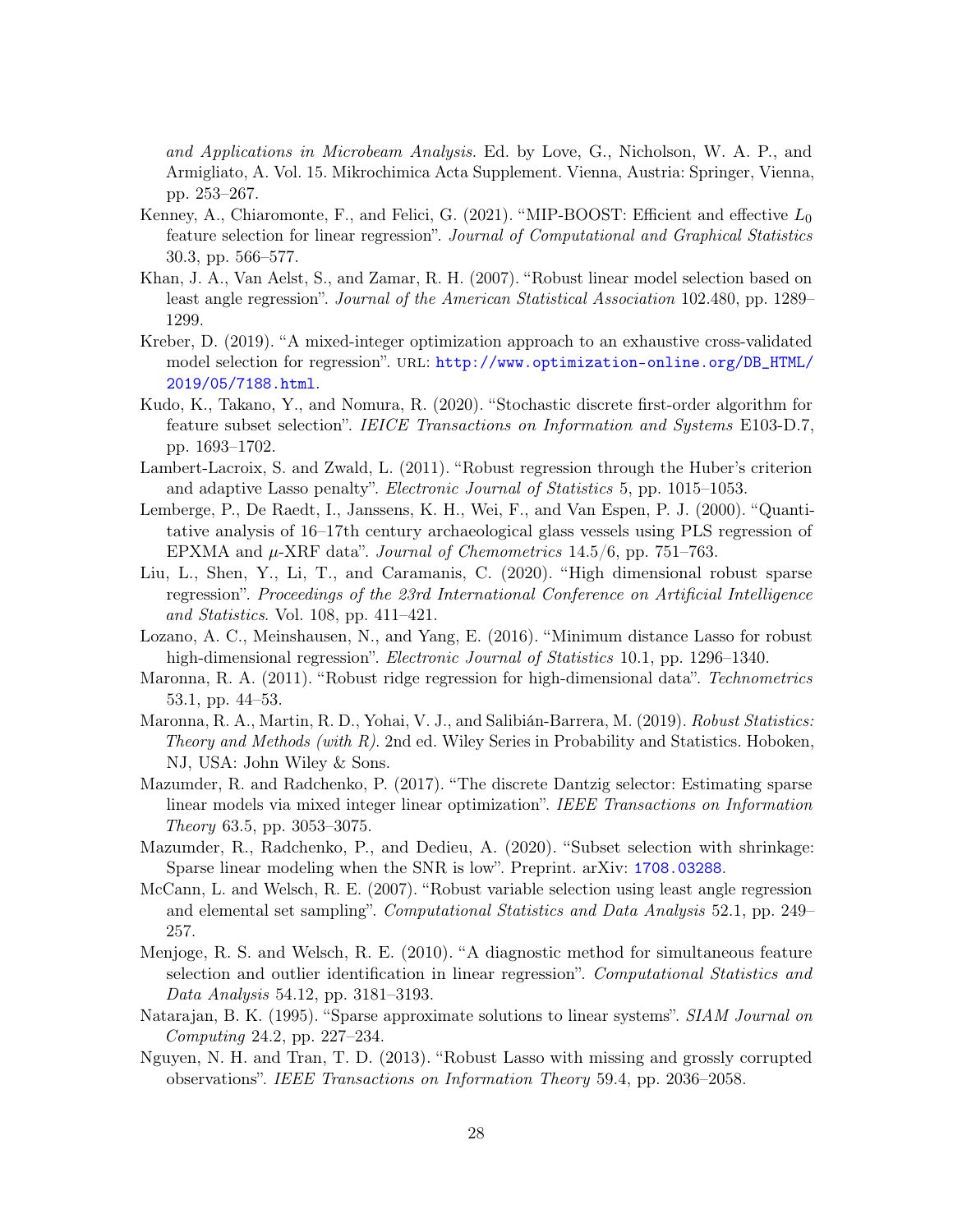*and Applications in Microbeam Analysis*. Ed. by Love, G., Nicholson, W. A. P., and Armigliato, A. Vol. 15. Mikrochimica Acta Supplement. Vienna, Austria: Springer, Vienna, pp. 253–267.

Kenney, A., Chiaromonte, F., and Felici, G. (2021). "MIP-BOOST: Efficient and effective $L_0$ feature selection for linear regression". *Journal of Computational and Graphical Statistics* 30.3, pp. 566–577.

Khan, J. A., Van Aelst, S., and Zamar, R. H. (2007). "Robust linear model selection based on least angle regression". *Journal of the American Statistical Association* 102.480, pp. 1289–1299.

Kreber, D. (2019). "A mixed-integer optimization approach to an exhaustive cross-validated model selection for regression". URL: http://www.optimization-online.org/DB_HTML/2019/05/7188.html.

Kudo, K., Takano, Y., and Nomura, R. (2020). "Stochastic discrete first-order algorithm for feature subset selection". *IEICE Transactions on Information and Systems* E103-D.7, pp. 1693–1702.

Lambert-Lacroix, S. and Zwald, L. (2011). "Robust regression through the Huber's criterion and adaptive Lasso penalty". *Electronic Journal of Statistics* 5, pp. 1015–1053.

Lemberge, P., De Raedt, I., Janssens, K. H., Wei, F., and Van Espen, P. J. (2000). "Quantitative analysis of 16–17th century archaeological glass vessels using PLS regression of EPXMA and $\mu$-XRF data". *Journal of Chemometrics* 14.5/6, pp. 751–763.

Liu, L., Shen, Y., Li, T., and Caramanis, C. (2020). "High dimensional robust sparse regression". *Proceedings of the 23rd International Conference on Artificial Intelligence and Statistics*. Vol. 108, pp. 411–421.

Lozano, A. C., Meinshausen, N., and Yang, E. (2016). "Minimum distance Lasso for robust high-dimensional regression". *Electronic Journal of Statistics* 10.1, pp. 1296–1340.

Maronna, R. A. (2011). "Robust ridge regression for high-dimensional data". *Technometrics* 53.1, pp. 44–53.

Maronna, R. A., Martin, R. D., Yohai, V. J., and Salibián-Barrera, M. (2019). *Robust Statistics: Theory and Methods (with R)*. 2nd ed. Wiley Series in Probability and Statistics. Hoboken, NJ, USA: John Wiley & Sons.

Mazumder, R. and Radchenko, P. (2017). "The discrete Dantzig selector: Estimating sparse linear models via mixed integer linear optimization". *IEEE Transactions on Information Theory* 63.5, pp. 3053–3075.

Mazumder, R., Radchenko, P., and Dedieu, A. (2020). "Subset selection with shrinkage: Sparse linear modeling when the SNR is low". Preprint. arXiv: 1708.03288.

McCann, L. and Welsch, R. E. (2007). "Robust variable selection using least angle regression and elemental set sampling". *Computational Statistics and Data Analysis* 52.1, pp. 249–257.

Menjoge, R. S. and Welsch, R. E. (2010). "A diagnostic method for simultaneous feature selection and outlier identification in linear regression". *Computational Statistics and Data Analysis* 54.12, pp. 3181–3193.

Natarajan, B. K. (1995). "Sparse approximate solutions to linear systems". *SIAM Journal on Computing* 24.2, pp. 227–234.

Nguyen, N. H. and Tran, T. D. (2013). "Robust Lasso with missing and grossly corrupted observations". *IEEE Transactions on Information Theory* 59.4, pp. 2036–2058.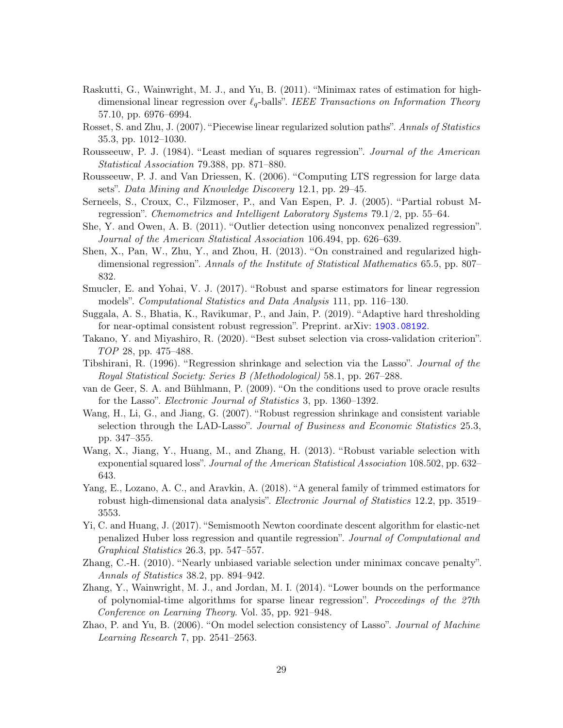Raskutti, G., Wainwright, M. J., and Yu, B. (2011). "Minimax rates of estimation for high-dimensional linear regression over $\ell_q$-balls". *IEEE Transactions on Information Theory* 57.10, pp. 6976–6994.

Rosset, S. and Zhu, J. (2007). "Piecewise linear regularized solution paths". *Annals of Statistics* 35.3, pp. 1012–1030.

Rousseeuw, P. J. (1984). "Least median of squares regression". *Journal of the American Statistical Association* 79.388, pp. 871–880.

Rousseeuw, P. J. and Van Driessen, K. (2006). "Computing LTS regression for large data sets". *Data Mining and Knowledge Discovery* 12.1, pp. 29–45.

Serneels, S., Croux, C., Filzmoser, P., and Van Espen, P. J. (2005). "Partial robust M-regression". *Chemometrics and Intelligent Laboratory Systems* 79.1/2, pp. 55–64.

She, Y. and Owen, A. B. (2011). "Outlier detection using nonconvex penalized regression". *Journal of the American Statistical Association* 106.494, pp. 626–639.

Shen, X., Pan, W., Zhu, Y., and Zhou, H. (2013). "On constrained and regularized high-dimensional regression". *Annals of the Institute of Statistical Mathematics* 65.5, pp. 807–832.

Smucler, E. and Yohai, V. J. (2017). "Robust and sparse estimators for linear regression models". *Computational Statistics and Data Analysis* 111, pp. 116–130.

Suggala, A. S., Bhatia, K., Ravikumar, P., and Jain, P. (2019). "Adaptive hard thresholding for near-optimal consistent robust regression". Preprint. arXiv: 1903.08192.

Takano, Y. and Miyashiro, R. (2020). "Best subset selection via cross-validation criterion". *TOP* 28, pp. 475–488.

Tibshirani, R. (1996). "Regression shrinkage and selection via the Lasso". *Journal of the Royal Statistical Society: Series B (Methodological)* 58.1, pp. 267–288.

van de Geer, S. A. and Bühlmann, P. (2009). "On the conditions used to prove oracle results for the Lasso". *Electronic Journal of Statistics* 3, pp. 1360–1392.

Wang, H., Li, G., and Jiang, G. (2007). "Robust regression shrinkage and consistent variable selection through the LAD-Lasso". *Journal of Business and Economic Statistics* 25.3, pp. 347–355.

Wang, X., Jiang, Y., Huang, M., and Zhang, H. (2013). "Robust variable selection with exponential squared loss". *Journal of the American Statistical Association* 108.502, pp. 632–643.

Yang, E., Lozano, A. C., and Aravkin, A. (2018). "A general family of trimmed estimators for robust high-dimensional data analysis". *Electronic Journal of Statistics* 12.2, pp. 3519–3553.

Yi, C. and Huang, J. (2017). "Semismooth Newton coordinate descent algorithm for elastic-net penalized Huber loss regression and quantile regression". *Journal of Computational and Graphical Statistics* 26.3, pp. 547–557.

Zhang, C.-H. (2010). "Nearly unbiased variable selection under minimax concave penalty". *Annals of Statistics* 38.2, pp. 894–942.

Zhang, Y., Wainwright, M. J., and Jordan, M. I. (2014). "Lower bounds on the performance of polynomial-time algorithms for sparse linear regression". *Proceedings of the 27th Conference on Learning Theory*. Vol. 35, pp. 921–948.

Zhao, P. and Yu, B. (2006). "On model selection consistency of Lasso". *Journal of Machine Learning Research* 7, pp. 2541–2563.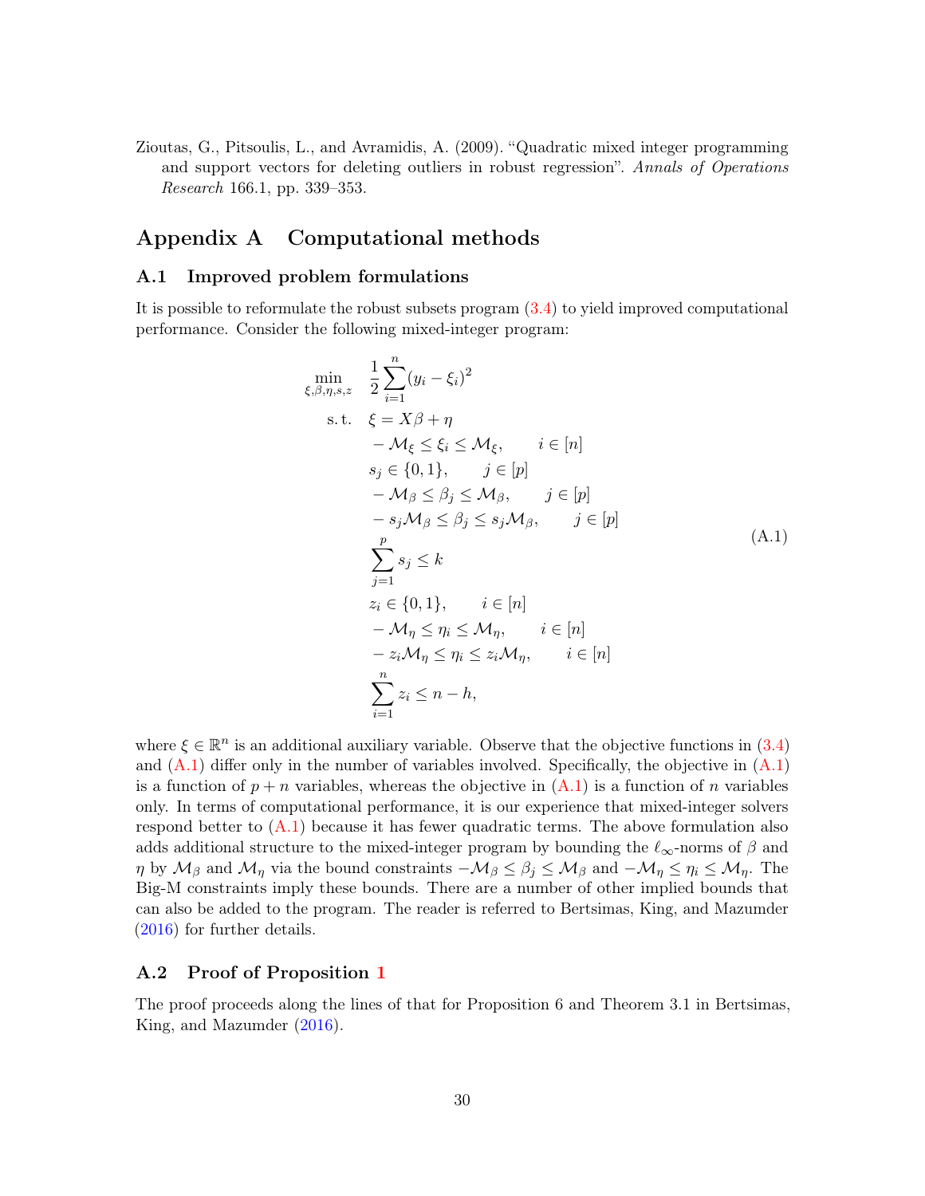Zioutas, G., Pitsoulis, L., and Avramidis, A. (2009). "Quadratic mixed integer programming and support vectors for deleting outliers in robust regression". *Annals of Operations Research* 166.1, pp. 339–353.

# Appendix A Computational methods

## A.1 Improved problem formulations

It is possible to reformulate the robust subsets program (3.4) to yield improved computational performance. Consider the following mixed-integer program:

$$
\begin{aligned}
\min_{\xi,\beta,\eta,s,z} \quad & \frac{1}{2}\sum_{i=1}^{n}(y_i - \xi_i)^2 \\
\text{s. t.} \quad & \xi = X\beta + \eta \\
& -\mathcal{M}_\xi \leq \xi_i \leq \mathcal{M}_\xi, \qquad i \in [n] \\
& s_j \in \{0,1\}, \qquad j \in [p] \\
& -\mathcal{M}_\beta \leq \beta_j \leq \mathcal{M}_\beta, \qquad j \in [p] \\
& -s_j\mathcal{M}_\beta \leq \beta_j \leq s_j\mathcal{M}_\beta, \qquad j \in [p] \\
& \sum_{j=1}^{p} s_j \leq k \\
& z_i \in \{0,1\}, \qquad i \in [n] \\
& -\mathcal{M}_\eta \leq \eta_i \leq \mathcal{M}_\eta, \qquad i \in [n] \\
& -z_i\mathcal{M}_\eta \leq \eta_i \leq z_i\mathcal{M}_\eta, \qquad i \in [n] \\
& \sum_{i=1}^{n} z_i \leq n - h,
\end{aligned}
\tag{A.1}
$$

where $\xi \in \mathbb{R}^n$ is an additional auxiliary variable. Observe that the objective functions in (3.4) and (A.1) differ only in the number of variables involved. Specifically, the objective in (A.1) is a function of $p+n$ variables, whereas the objective in (A.1) is a function of $n$ variables only. In terms of computational performance, it is our experience that mixed-integer solvers respond better to (A.1) because it has fewer quadratic terms. The above formulation also adds additional structure to the mixed-integer program by bounding the $\ell_\infty$-norms of $\beta$ and $\eta$ by $\mathcal{M}_\beta$ and $\mathcal{M}_\eta$ via the bound constraints $-\mathcal{M}_\beta \leq \beta_j \leq \mathcal{M}_\beta$ and $-\mathcal{M}_\eta \leq \eta_i \leq \mathcal{M}_\eta$. The Big-M constraints imply these bounds. There are a number of other implied bounds that can also be added to the program. The reader is referred to Bertsimas, King, and Mazumder (2016) for further details.

## A.2 Proof of Proposition 1

The proof proceeds along the lines of that for Proposition 6 and Theorem 3.1 in Bertsimas, King, and Mazumder (2016).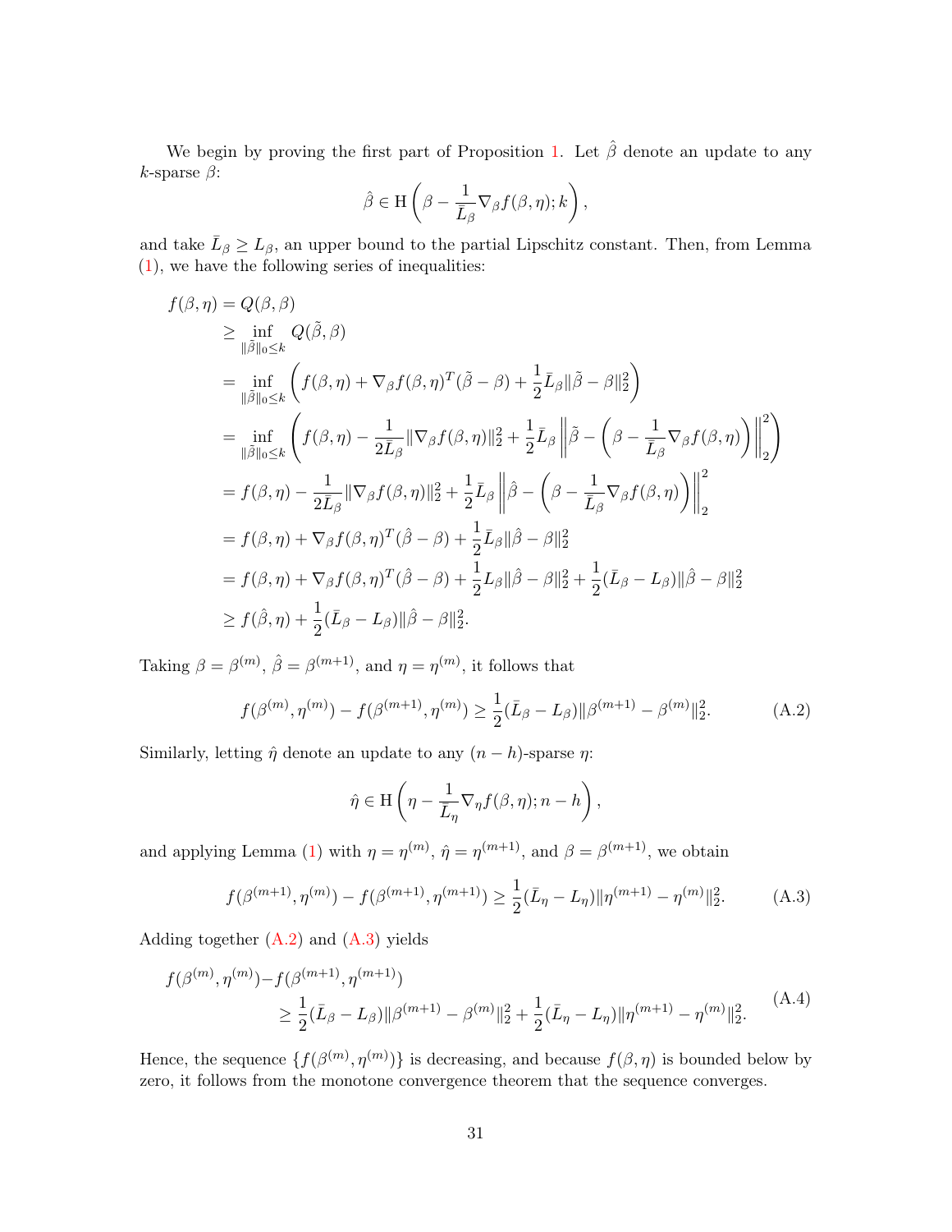We begin by proving the first part of Proposition 1. Let $\hat{\beta}$ denote an update to any $k$-sparse $\beta$:

$$\hat{\beta} \in \mathrm{H}\left(\beta - \frac{1}{\bar{L}_\beta}\nabla_\beta f(\beta, \eta); k\right),$$

and take $\bar{L}_\beta \geq L_\beta$, an upper bound to the partial Lipschitz constant. Then, from Lemma (1), we have the following series of inequalities:

$$\begin{aligned}
f(\beta, \eta) &= Q(\beta, \beta) \\
&\geq \inf_{\|\tilde{\beta}\|_0 \leq k} Q(\tilde{\beta}, \beta) \\
&= \inf_{\|\tilde{\beta}\|_0 \leq k} \left( f(\beta, \eta) + \nabla_\beta f(\beta, \eta)^T (\tilde{\beta} - \beta) + \frac{1}{2}\bar{L}_\beta \|\tilde{\beta} - \beta\|_2^2 \right) \\
&= \inf_{\|\tilde{\beta}\|_0 \leq k} \left( f(\beta, \eta) - \frac{1}{2\bar{L}_\beta}\|\nabla_\beta f(\beta, \eta)\|_2^2 + \frac{1}{2}\bar{L}_\beta \left\| \tilde{\beta} - \left(\beta - \frac{1}{\bar{L}_\beta}\nabla_\beta f(\beta, \eta)\right) \right\|_2^2 \right) \\
&= f(\beta, \eta) - \frac{1}{2\bar{L}_\beta}\|\nabla_\beta f(\beta, \eta)\|_2^2 + \frac{1}{2}\bar{L}_\beta \left\| \hat{\beta} - \left(\beta - \frac{1}{\bar{L}_\beta}\nabla_\beta f(\beta, \eta)\right) \right\|_2^2 \\
&= f(\beta, \eta) + \nabla_\beta f(\beta, \eta)^T (\hat{\beta} - \beta) + \frac{1}{2}\bar{L}_\beta \|\hat{\beta} - \beta\|_2^2 \\
&= f(\beta, \eta) + \nabla_\beta f(\beta, \eta)^T (\hat{\beta} - \beta) + \frac{1}{2}L_\beta \|\hat{\beta} - \beta\|_2^2 + \frac{1}{2}(\bar{L}_\beta - L_\beta)\|\hat{\beta} - \beta\|_2^2 \\
&\geq f(\hat{\beta}, \eta) + \frac{1}{2}(\bar{L}_\beta - L_\beta)\|\hat{\beta} - \beta\|_2^2.
\end{aligned}$$

Taking $\beta = \beta^{(m)}$, $\hat{\beta} = \beta^{(m+1)}$, and $\eta = \eta^{(m)}$, it follows that

$$f(\beta^{(m)}, \eta^{(m)}) - f(\beta^{(m+1)}, \eta^{(m)}) \geq \frac{1}{2}(\bar{L}_\beta - L_\beta)\|\beta^{(m+1)} - \beta^{(m)}\|_2^2. \tag{A.2}$$

Similarly, letting $\hat{\eta}$ denote an update to any $(n-h)$-sparse $\eta$:

$$\hat{\eta} \in \mathrm{H}\left(\eta - \frac{1}{\bar{L}_\eta}\nabla_\eta f(\beta, \eta); n - h\right),$$

and applying Lemma (1) with $\eta = \eta^{(m)}$, $\hat{\eta} = \eta^{(m+1)}$, and $\beta = \beta^{(m+1)}$, we obtain

$$f(\beta^{(m+1)}, \eta^{(m)}) - f(\beta^{(m+1)}, \eta^{(m+1)}) \geq \frac{1}{2}(\bar{L}_\eta - L_\eta)\|\eta^{(m+1)} - \eta^{(m)}\|_2^2. \tag{A.3}$$

Adding together (A.2) and (A.3) yields

$$\begin{aligned}
f(\beta^{(m)}, \eta^{(m)}) &- f(\beta^{(m+1)}, \eta^{(m+1)}) \\
&\geq \frac{1}{2}(\bar{L}_\beta - L_\beta)\|\beta^{(m+1)} - \beta^{(m)}\|_2^2 + \frac{1}{2}(\bar{L}_\eta - L_\eta)\|\eta^{(m+1)} - \eta^{(m)}\|_2^2.
\end{aligned} \tag{A.4}$$

Hence, the sequence $\{f(\beta^{(m)}, \eta^{(m)})\}$ is decreasing, and because $f(\beta, \eta)$ is bounded below by zero, it follows from the monotone convergence theorem that the sequence converges.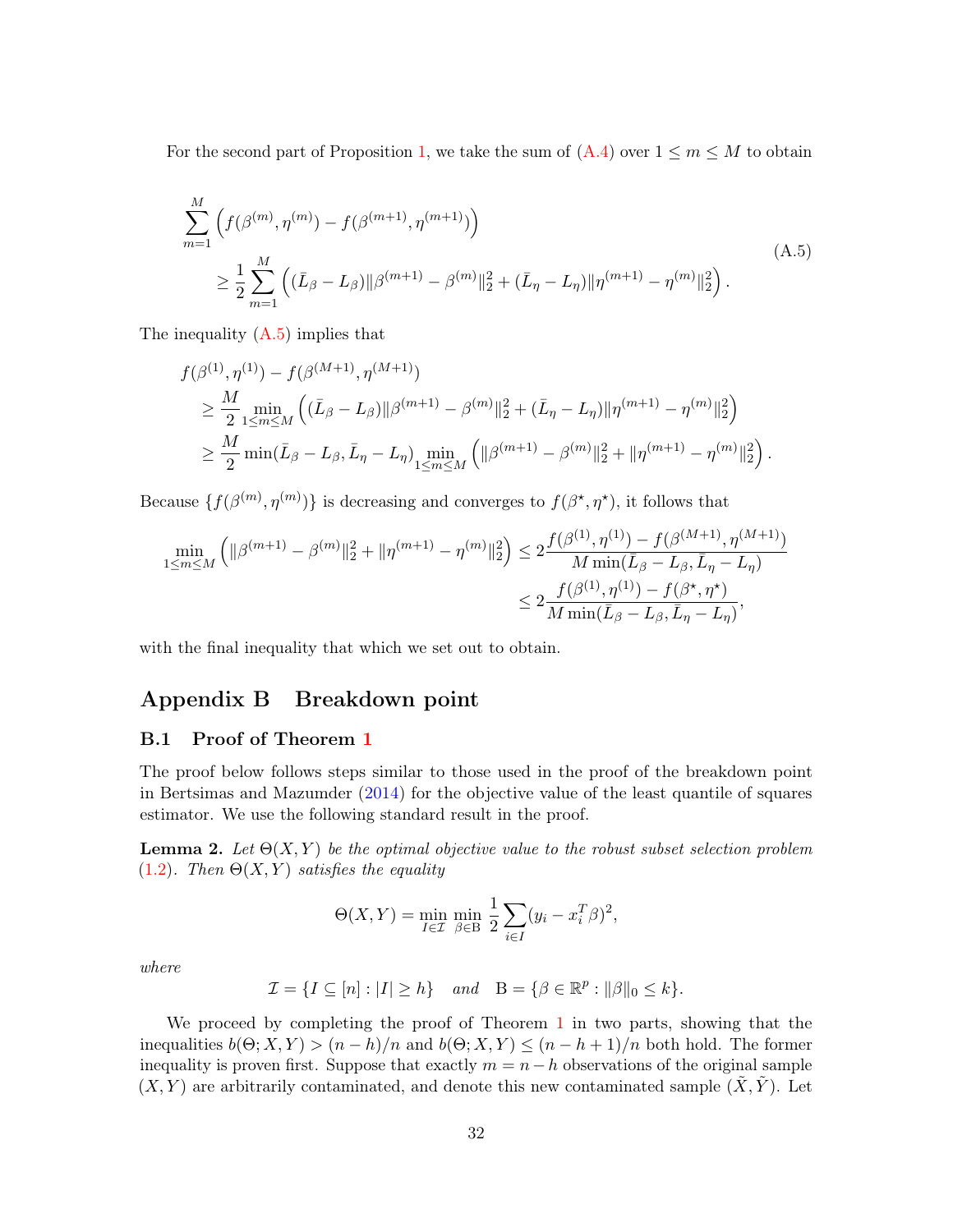For the second part of Proposition 1, we take the sum of (A.4) over $1 \leq m \leq M$ to obtain

$$
\begin{aligned}
&\sum_{m=1}^{M} \left( f(\beta^{(m)}, \eta^{(m)}) - f(\beta^{(m+1)}, \eta^{(m+1)}) \right) \\
&\qquad \geq \frac{1}{2} \sum_{m=1}^{M} \left( (\bar{L}_\beta - L_\beta) \|\beta^{(m+1)} - \beta^{(m)}\|_2^2 + (\bar{L}_\eta - L_\eta) \|\eta^{(m+1)} - \eta^{(m)}\|_2^2 \right).
\end{aligned}
\tag{A.5}
$$

The inequality (A.5) implies that

$$
\begin{aligned}
&f(\beta^{(1)}, \eta^{(1)}) - f(\beta^{(M+1)}, \eta^{(M+1)}) \\
&\quad \geq \frac{M}{2} \min_{1 \leq m \leq M} \left( (\bar{L}_\beta - L_\beta) \|\beta^{(m+1)} - \beta^{(m)}\|_2^2 + (\bar{L}_\eta - L_\eta) \|\eta^{(m+1)} - \eta^{(m)}\|_2^2 \right) \\
&\quad \geq \frac{M}{2} \min(\bar{L}_\beta - L_\beta, \bar{L}_\eta - L_\eta) \min_{1 \leq m \leq M} \left( \|\beta^{(m+1)} - \beta^{(m)}\|_2^2 + \|\eta^{(m+1)} - \eta^{(m)}\|_2^2 \right).
\end{aligned}
$$

Because $\{f(\beta^{(m)}, \eta^{(m)})\}$ is decreasing and converges to $f(\beta^\star, \eta^\star)$, it follows that

$$
\begin{aligned}
\min_{1 \leq m \leq M} \left( \|\beta^{(m+1)} - \beta^{(m)}\|_2^2 + \|\eta^{(m+1)} - \eta^{(m)}\|_2^2 \right) &\leq 2 \frac{f(\beta^{(1)}, \eta^{(1)}) - f(\beta^{(M+1)}, \eta^{(M+1)})}{M \min(\bar{L}_\beta - L_\beta, \bar{L}_\eta - L_\eta)} \\
&\leq 2 \frac{f(\beta^{(1)}, \eta^{(1)}) - f(\beta^\star, \eta^\star)}{M \min(\bar{L}_\beta - L_\beta, \bar{L}_\eta - L_\eta)},
\end{aligned}
$$

with the final inequality that which we set out to obtain.

# Appendix B Breakdown point

## B.1 Proof of Theorem 1

The proof below follows steps similar to those used in the proof of the breakdown point in Bertsimas and Mazumder (2014) for the objective value of the least quantile of squares estimator. We use the following standard result in the proof.

**Lemma 2.** *Let $\Theta(X, Y)$ be the optimal objective value to the robust subset selection problem (1.2). Then $\Theta(X, Y)$ satisfies the equality*

$$
\Theta(X, Y) = \min_{I \in \mathcal{I}} \min_{\beta \in \mathrm{B}} \frac{1}{2} \sum_{i \in I} (y_i - x_i^T \beta)^2,
$$

*where*

$$
\mathcal{I} = \{I \subseteq [n] : |I| \geq h\} \quad \text{and} \quad \mathrm{B} = \{\beta \in \mathbb{R}^p : \|\beta\|_0 \leq k\}.
$$

We proceed by completing the proof of Theorem 1 in two parts, showing that the inequalities $b(\Theta; X, Y) > (n - h)/n$ and $b(\Theta; X, Y) \leq (n - h + 1)/n$ both hold. The former inequality is proven first. Suppose that exactly $m = n - h$ observations of the original sample $(X, Y)$ are arbitrarily contaminated, and denote this new contaminated sample $(\tilde{X}, \tilde{Y})$. Let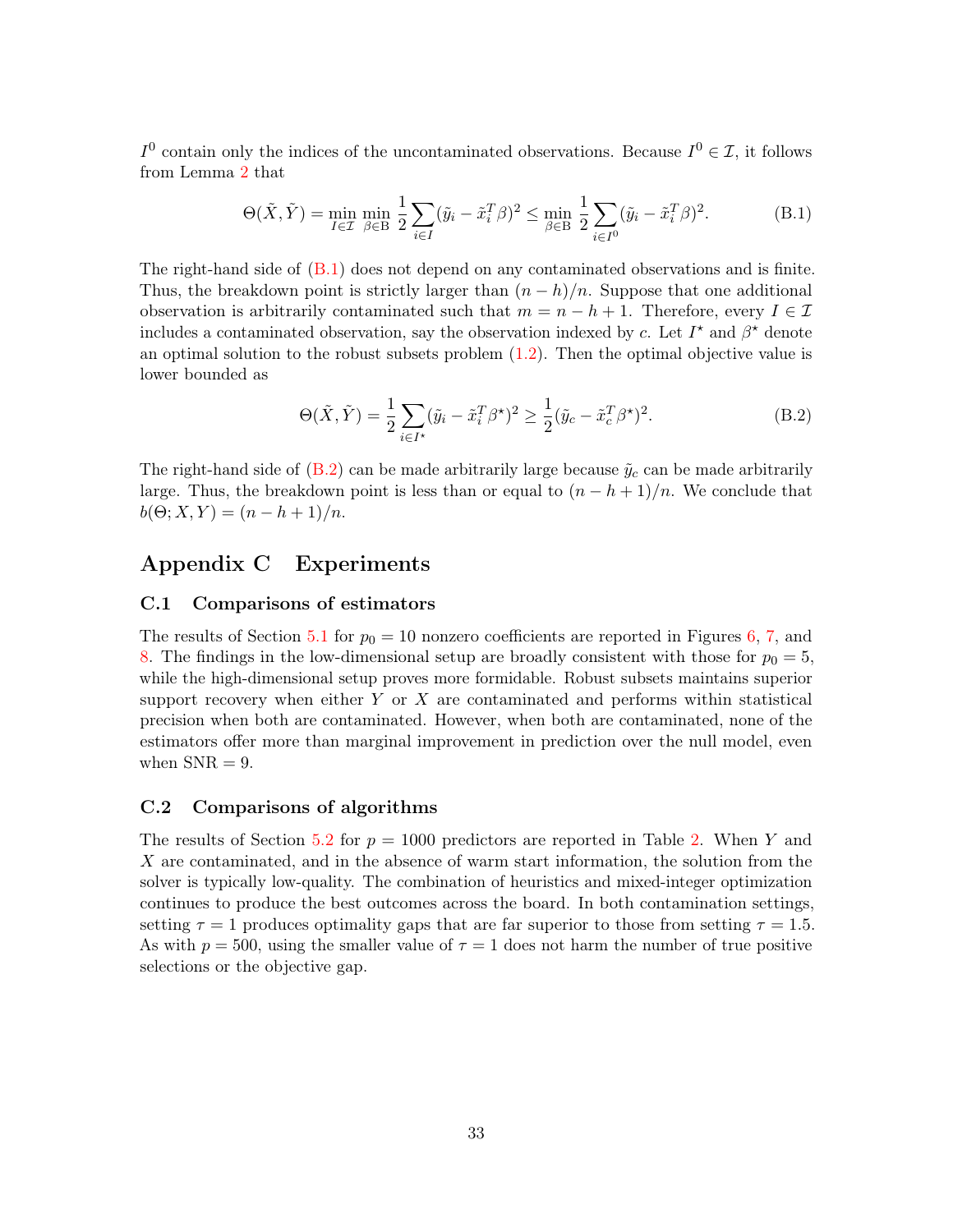$I^0$ contain only the indices of the uncontaminated observations. Because $I^0 \in \mathcal{I}$, it follows from Lemma 2 that

$$\Theta(\tilde{X}, \tilde{Y}) = \min_{I \in \mathcal{I}} \min_{\beta \in \mathrm{B}} \frac{1}{2} \sum_{i \in I} (\tilde{y}_i - \tilde{x}_i^T \beta)^2 \leq \min_{\beta \in \mathrm{B}} \frac{1}{2} \sum_{i \in I^0} (\tilde{y}_i - \tilde{x}_i^T \beta)^2. \tag{B.1}$$

The right-hand side of (B.1) does not depend on any contaminated observations and is finite. Thus, the breakdown point is strictly larger than $(n-h)/n$. Suppose that one additional observation is arbitrarily contaminated such that $m = n - h + 1$. Therefore, every $I \in \mathcal{I}$ includes a contaminated observation, say the observation indexed by $c$. Let $I^\star$ and $\beta^\star$ denote an optimal solution to the robust subsets problem (1.2). Then the optimal objective value is lower bounded as

$$\Theta(\tilde{X}, \tilde{Y}) = \frac{1}{2} \sum_{i \in I^\star} (\tilde{y}_i - \tilde{x}_i^T \beta^\star)^2 \geq \frac{1}{2} (\tilde{y}_c - \tilde{x}_c^T \beta^\star)^2. \tag{B.2}$$

The right-hand side of (B.2) can be made arbitrarily large because $\tilde{y}_c$ can be made arbitrarily large. Thus, the breakdown point is less than or equal to $(n-h+1)/n$. We conclude that $b(\Theta; X, Y) = (n-h+1)/n$.

# Appendix C Experiments

## C.1 Comparisons of estimators

The results of Section 5.1 for $p_0 = 10$ nonzero coefficients are reported in Figures 6, 7, and 8. The findings in the low-dimensional setup are broadly consistent with those for $p_0 = 5$, while the high-dimensional setup proves more formidable. Robust subsets maintains superior support recovery when either $Y$ or $X$ are contaminated and performs within statistical precision when both are contaminated. However, when both are contaminated, none of the estimators offer more than marginal improvement in prediction over the null model, even when $\mathrm{SNR} = 9$.

## C.2 Comparisons of algorithms

The results of Section 5.2 for $p = 1000$ predictors are reported in Table 2. When $Y$ and $X$ are contaminated, and in the absence of warm start information, the solution from the solver is typically low-quality. The combination of heuristics and mixed-integer optimization continues to produce the best outcomes across the board. In both contamination settings, setting $\tau = 1$ produces optimality gaps that are far superior to those from setting $\tau = 1.5$. As with $p = 500$, using the smaller value of $\tau = 1$ does not harm the number of true positive selections or the objective gap.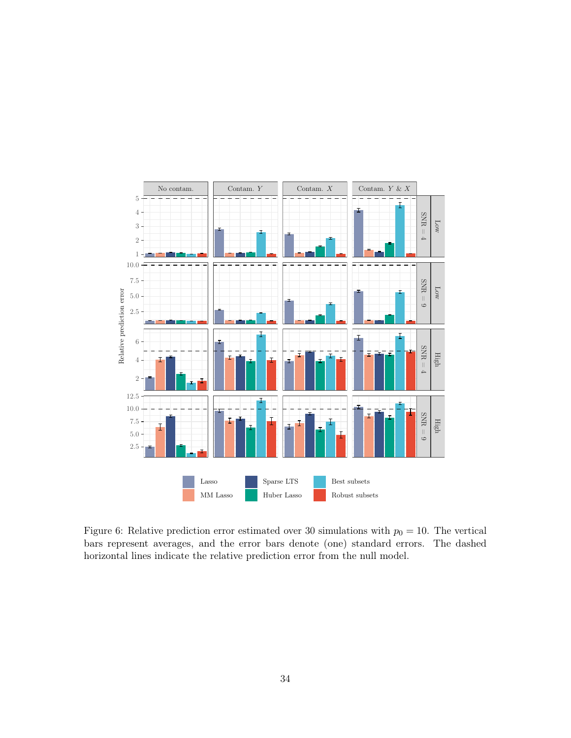Figure 6: Relative prediction error estimated over 30 simulations with $p_0 = 10$. The vertical bars represent averages, and the error bars denote (one) standard errors. The dashed horizontal lines indicate the relative prediction error from the null model.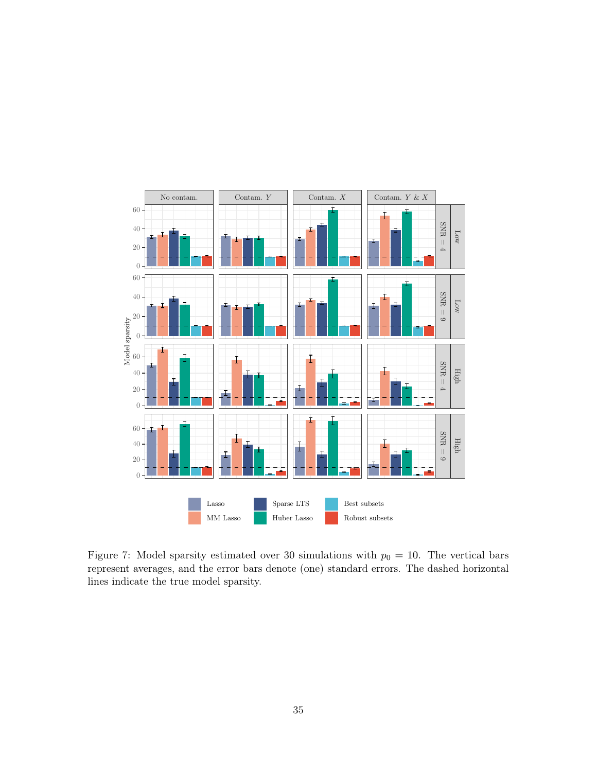Figure 7: Model sparsity estimated over 30 simulations with $p_0 = 10$. The vertical bars represent averages, and the error bars denote (one) standard errors. The dashed horizontal lines indicate the true model sparsity.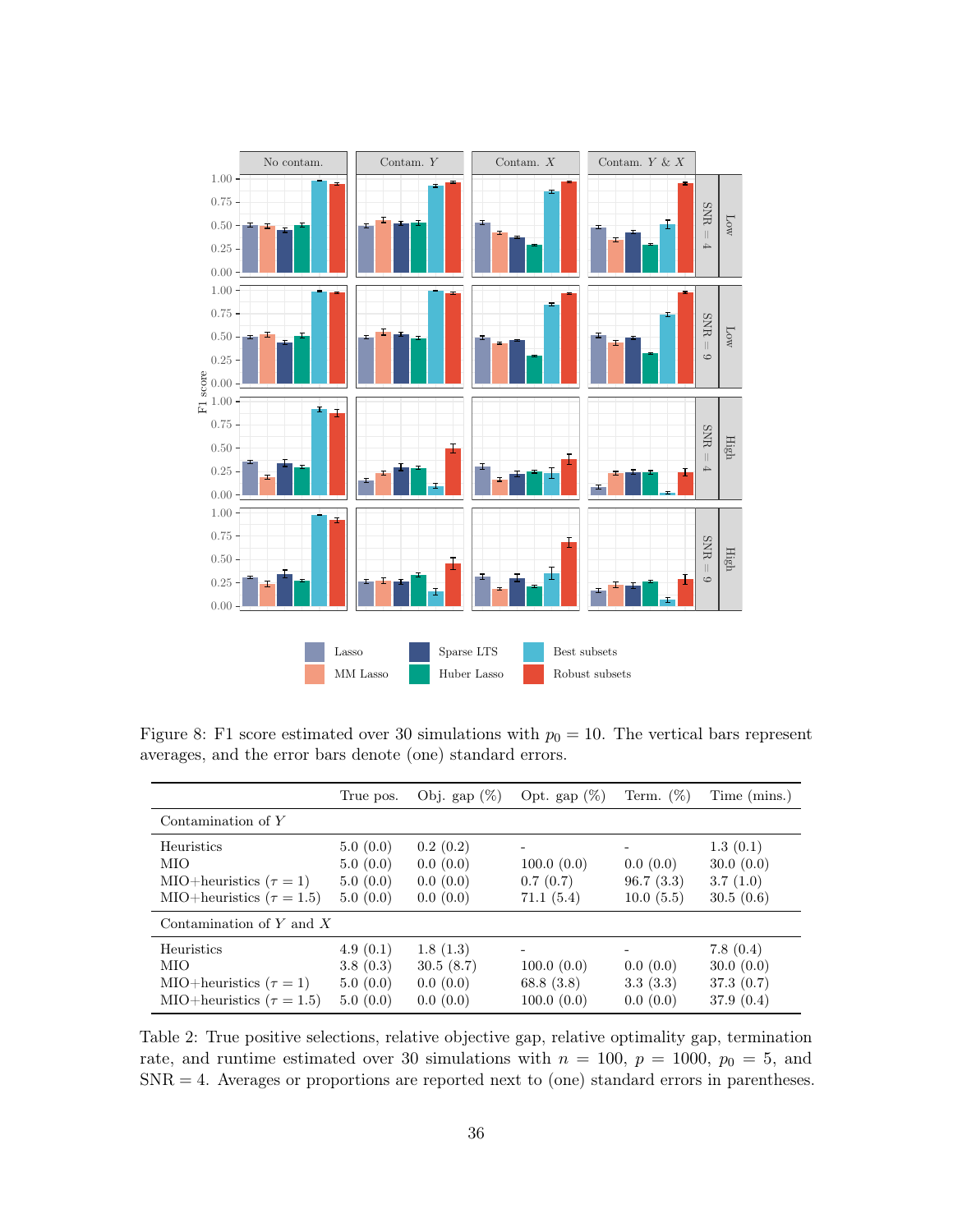No contam. Contam. $Y$ Contam. $X$ Contam. $Y$ & $X$

SNR = 4 Low

SNR = 9 Low

SNR = 4 High

SNR = 9 High

F1 score

1.00 0.75 0.50 0.25 0.00

Lasso MM Lasso Sparse LTS Huber Lasso Best subsets Robust subsets

Figure 8: F1 score estimated over 30 simulations with $p_0 = 10$. The vertical bars represent averages, and the error bars denote (one) standard errors.

| | True pos. | Obj. gap (%) | Opt. gap (%) | Term. (%) | Time (mins.) |
|---|---|---|---|---|---|
| Contamination of $Y$ | | | | | |
| Heuristics | 5.0 (0.0) | 0.2 (0.2) | - | - | 1.3 (0.1) |
| MIO | 5.0 (0.0) | 0.0 (0.0) | 100.0 (0.0) | 0.0 (0.0) | 30.0 (0.0) |
| MIO+heuristics ($\tau = 1$) | 5.0 (0.0) | 0.0 (0.0) | 0.7 (0.7) | 96.7 (3.3) | 3.7 (1.0) |
| MIO+heuristics ($\tau = 1.5$) | 5.0 (0.0) | 0.0 (0.0) | 71.1 (5.4) | 10.0 (5.5) | 30.5 (0.6) |
| Contamination of $Y$ and $X$ | | | | | |
| Heuristics | 4.9 (0.1) | 1.8 (1.3) | - | - | 7.8 (0.4) |
| MIO | 3.8 (0.3) | 30.5 (8.7) | 100.0 (0.0) | 0.0 (0.0) | 30.0 (0.0) |
| MIO+heuristics ($\tau = 1$) | 5.0 (0.0) | 0.0 (0.0) | 68.8 (3.8) | 3.3 (3.3) | 37.3 (0.7) |
| MIO+heuristics ($\tau = 1.5$) | 5.0 (0.0) | 0.0 (0.0) | 100.0 (0.0) | 0.0 (0.0) | 37.9 (0.4) |

Table 2: True positive selections, relative objective gap, relative optimality gap, termination rate, and runtime estimated over 30 simulations with $n = 100$, $p = 1000$, $p_0 = 5$, and SNR = 4. Averages or proportions are reported next to (one) standard errors in parentheses.